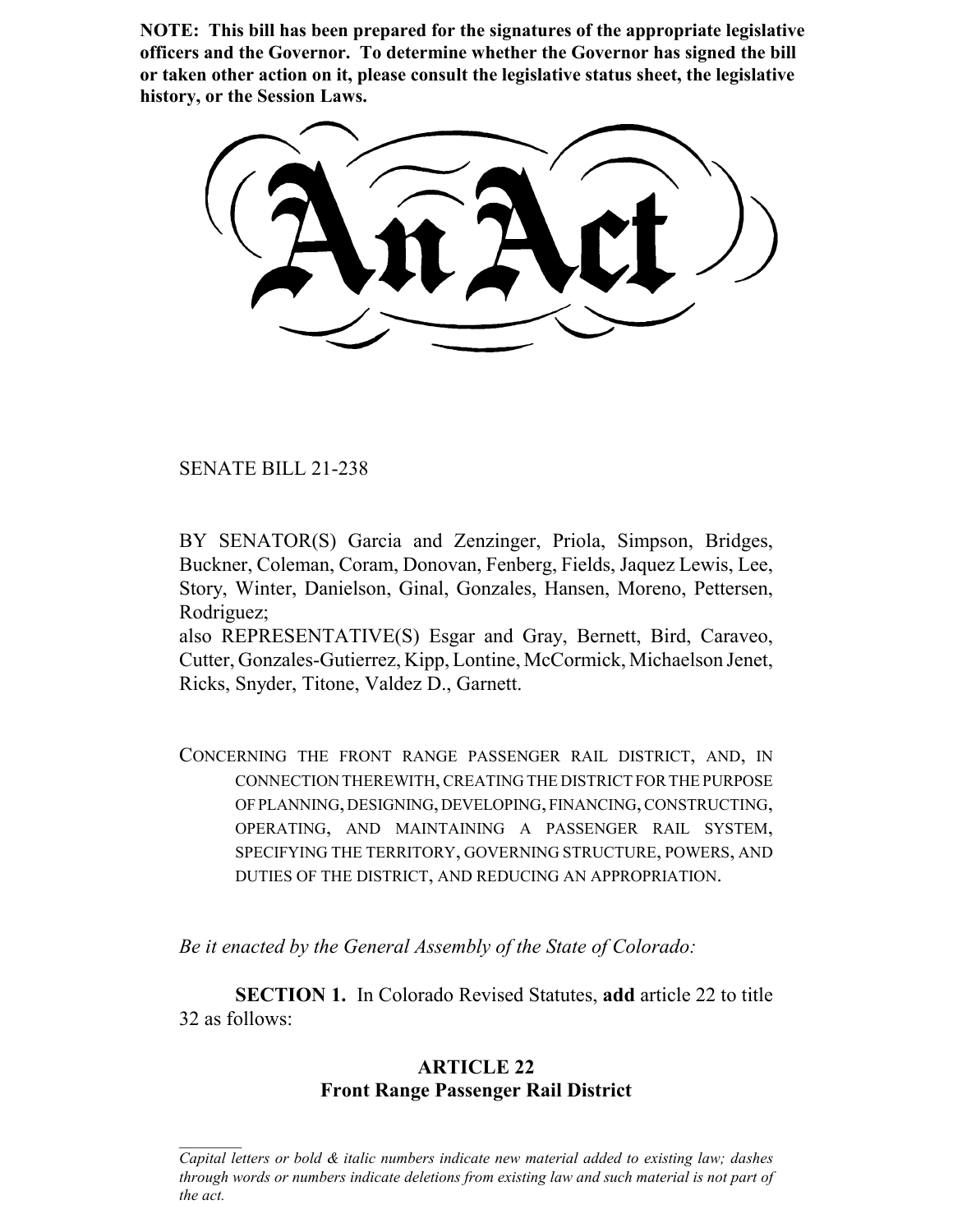**NOTE: This bill has been prepared for the signatures of the appropriate legislative officers and the Governor. To determine whether the Governor has signed the bill or taken other action on it, please consult the legislative status sheet, the legislative history, or the Session Laws.**

# An Act

SENATE BILL 21-238

BY SENATOR(S) Garcia and Zenzinger, Priola, Simpson, Bridges, Buckner, Coleman, Coram, Donovan, Fenberg, Fields, Jaquez Lewis, Lee, Story, Winter, Danielson, Ginal, Gonzales, Hansen, Moreno, Pettersen, Rodriguez;
also REPRESENTATIVE(S) Esgar and Gray, Bernett, Bird, Caraveo, Cutter, Gonzales-Gutierrez, Kipp, Lontine, McCormick, Michaelson Jenet, Ricks, Snyder, Titone, Valdez D., Garnett.

CONCERNING THE FRONT RANGE PASSENGER RAIL DISTRICT, AND, IN CONNECTION THEREWITH, CREATING THE DISTRICT FOR THE PURPOSE OF PLANNING, DESIGNING, DEVELOPING, FINANCING, CONSTRUCTING, OPERATING, AND MAINTAINING A PASSENGER RAIL SYSTEM, SPECIFYING THE TERRITORY, GOVERNING STRUCTURE, POWERS, AND DUTIES OF THE DISTRICT, AND REDUCING AN APPROPRIATION.

*Be it enacted by the General Assembly of the State of Colorado:*

**SECTION 1.** In Colorado Revised Statutes, **add** article 22 to title 32 as follows:

## ARTICLE 22
## Front Range Passenger Rail District

*Capital letters or bold & italic numbers indicate new material added to existing law; dashes through words or numbers indicate deletions from existing law and such material is not part of the act.*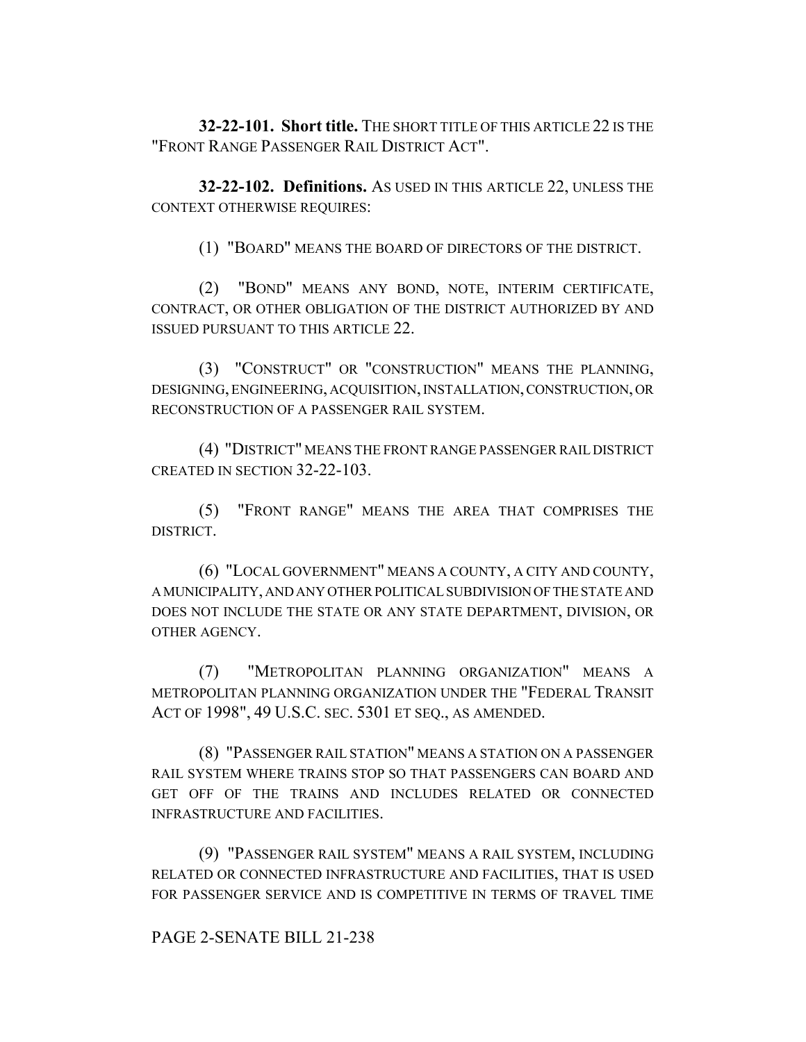**32-22-101. Short title.** THE SHORT TITLE OF THIS ARTICLE 22 IS THE "FRONT RANGE PASSENGER RAIL DISTRICT ACT".

**32-22-102. Definitions.** AS USED IN THIS ARTICLE 22, UNLESS THE CONTEXT OTHERWISE REQUIRES:

(1) "BOARD" MEANS THE BOARD OF DIRECTORS OF THE DISTRICT.

(2) "BOND" MEANS ANY BOND, NOTE, INTERIM CERTIFICATE, CONTRACT, OR OTHER OBLIGATION OF THE DISTRICT AUTHORIZED BY AND ISSUED PURSUANT TO THIS ARTICLE 22.

(3) "CONSTRUCT" OR "CONSTRUCTION" MEANS THE PLANNING, DESIGNING, ENGINEERING, ACQUISITION, INSTALLATION, CONSTRUCTION, OR RECONSTRUCTION OF A PASSENGER RAIL SYSTEM.

(4) "DISTRICT" MEANS THE FRONT RANGE PASSENGER RAIL DISTRICT CREATED IN SECTION 32-22-103.

(5) "FRONT RANGE" MEANS THE AREA THAT COMPRISES THE DISTRICT.

(6) "LOCAL GOVERNMENT" MEANS A COUNTY, A CITY AND COUNTY, A MUNICIPALITY, AND ANY OTHER POLITICAL SUBDIVISION OF THE STATE AND DOES NOT INCLUDE THE STATE OR ANY STATE DEPARTMENT, DIVISION, OR OTHER AGENCY.

(7) "METROPOLITAN PLANNING ORGANIZATION" MEANS A METROPOLITAN PLANNING ORGANIZATION UNDER THE "FEDERAL TRANSIT ACT OF 1998", 49 U.S.C. SEC. 5301 ET SEQ., AS AMENDED.

(8) "PASSENGER RAIL STATION" MEANS A STATION ON A PASSENGER RAIL SYSTEM WHERE TRAINS STOP SO THAT PASSENGERS CAN BOARD AND GET OFF OF THE TRAINS AND INCLUDES RELATED OR CONNECTED INFRASTRUCTURE AND FACILITIES.

(9) "PASSENGER RAIL SYSTEM" MEANS A RAIL SYSTEM, INCLUDING RELATED OR CONNECTED INFRASTRUCTURE AND FACILITIES, THAT IS USED FOR PASSENGER SERVICE AND IS COMPETITIVE IN TERMS OF TRAVEL TIME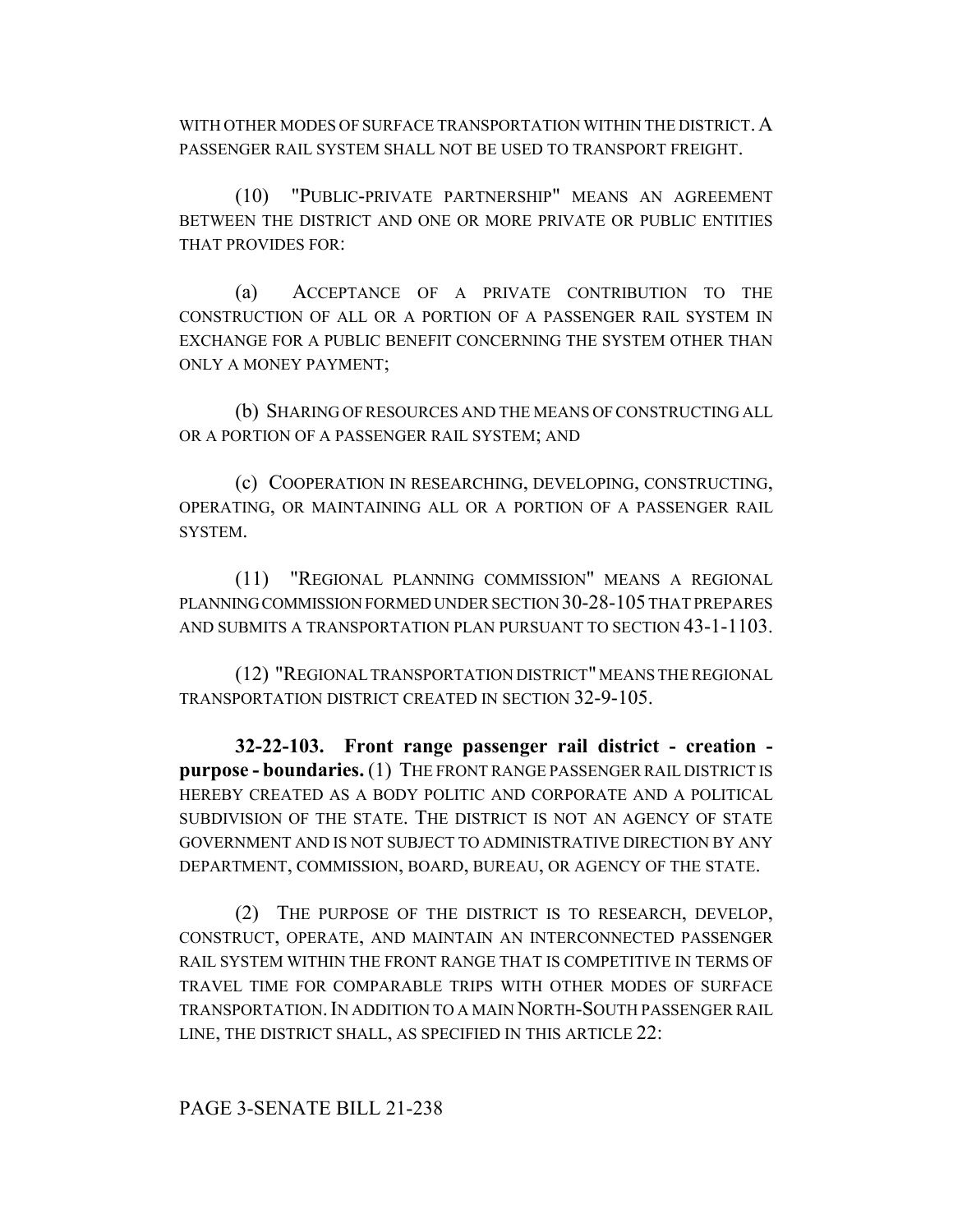WITH OTHER MODES OF SURFACE TRANSPORTATION WITHIN THE DISTRICT. A PASSENGER RAIL SYSTEM SHALL NOT BE USED TO TRANSPORT FREIGHT.

(10) "PUBLIC-PRIVATE PARTNERSHIP" MEANS AN AGREEMENT BETWEEN THE DISTRICT AND ONE OR MORE PRIVATE OR PUBLIC ENTITIES THAT PROVIDES FOR:

(a) ACCEPTANCE OF A PRIVATE CONTRIBUTION TO THE CONSTRUCTION OF ALL OR A PORTION OF A PASSENGER RAIL SYSTEM IN EXCHANGE FOR A PUBLIC BENEFIT CONCERNING THE SYSTEM OTHER THAN ONLY A MONEY PAYMENT;

(b) SHARING OF RESOURCES AND THE MEANS OF CONSTRUCTING ALL OR A PORTION OF A PASSENGER RAIL SYSTEM; AND

(c) COOPERATION IN RESEARCHING, DEVELOPING, CONSTRUCTING, OPERATING, OR MAINTAINING ALL OR A PORTION OF A PASSENGER RAIL SYSTEM.

(11) "REGIONAL PLANNING COMMISSION" MEANS A REGIONAL PLANNING COMMISSION FORMED UNDER SECTION 30-28-105 THAT PREPARES AND SUBMITS A TRANSPORTATION PLAN PURSUANT TO SECTION 43-1-1103.

(12) "REGIONAL TRANSPORTATION DISTRICT" MEANS THE REGIONAL TRANSPORTATION DISTRICT CREATED IN SECTION 32-9-105.

**32-22-103. Front range passenger rail district - creation - purpose - boundaries.** (1) THE FRONT RANGE PASSENGER RAIL DISTRICT IS HEREBY CREATED AS A BODY POLITIC AND CORPORATE AND A POLITICAL SUBDIVISION OF THE STATE. THE DISTRICT IS NOT AN AGENCY OF STATE GOVERNMENT AND IS NOT SUBJECT TO ADMINISTRATIVE DIRECTION BY ANY DEPARTMENT, COMMISSION, BOARD, BUREAU, OR AGENCY OF THE STATE.

(2) THE PURPOSE OF THE DISTRICT IS TO RESEARCH, DEVELOP, CONSTRUCT, OPERATE, AND MAINTAIN AN INTERCONNECTED PASSENGER RAIL SYSTEM WITHIN THE FRONT RANGE THAT IS COMPETITIVE IN TERMS OF TRAVEL TIME FOR COMPARABLE TRIPS WITH OTHER MODES OF SURFACE TRANSPORTATION. IN ADDITION TO A MAIN NORTH-SOUTH PASSENGER RAIL LINE, THE DISTRICT SHALL, AS SPECIFIED IN THIS ARTICLE 22: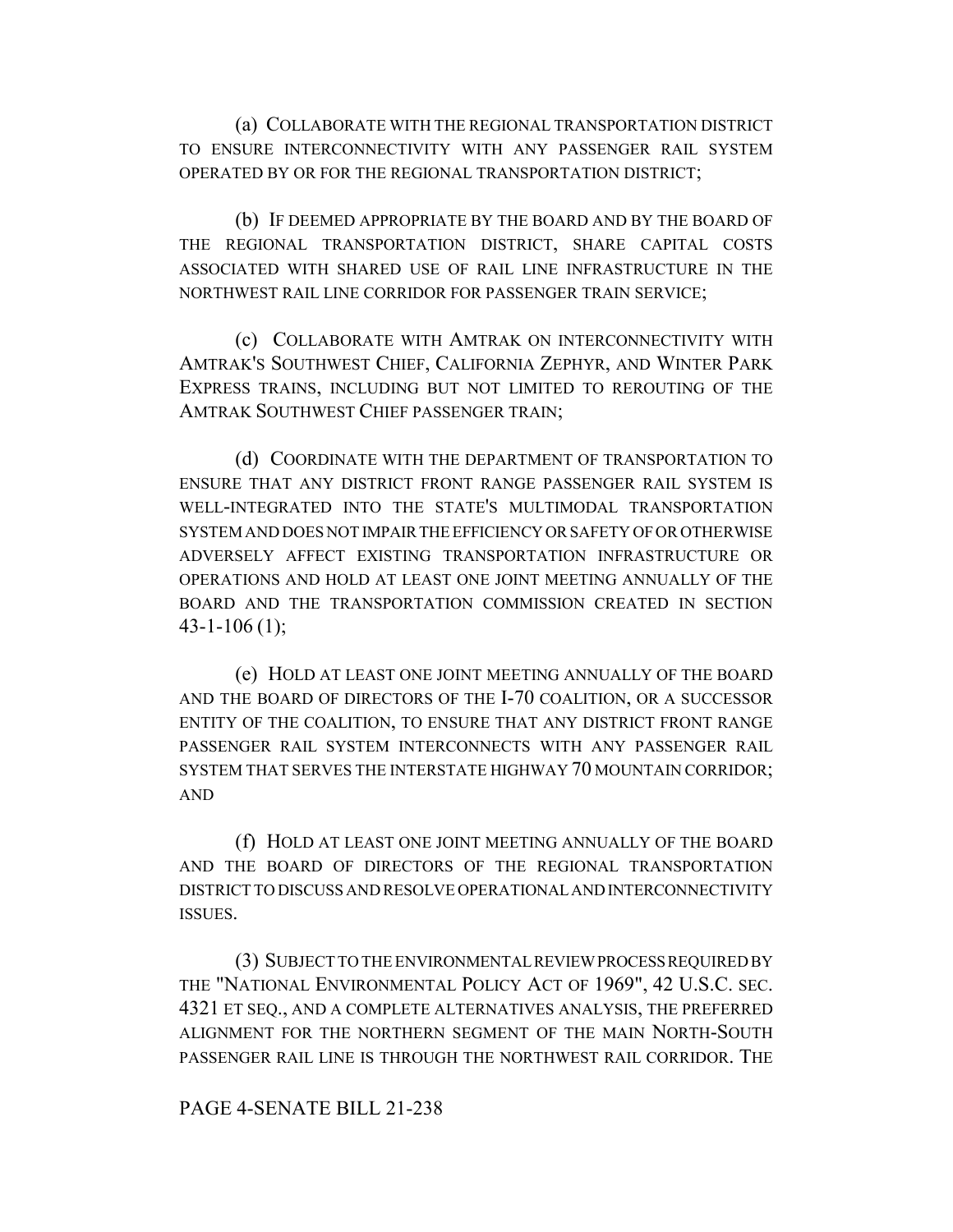(a) COLLABORATE WITH THE REGIONAL TRANSPORTATION DISTRICT TO ENSURE INTERCONNECTIVITY WITH ANY PASSENGER RAIL SYSTEM OPERATED BY OR FOR THE REGIONAL TRANSPORTATION DISTRICT;

(b) IF DEEMED APPROPRIATE BY THE BOARD AND BY THE BOARD OF THE REGIONAL TRANSPORTATION DISTRICT, SHARE CAPITAL COSTS ASSOCIATED WITH SHARED USE OF RAIL LINE INFRASTRUCTURE IN THE NORTHWEST RAIL LINE CORRIDOR FOR PASSENGER TRAIN SERVICE;

(c) COLLABORATE WITH AMTRAK ON INTERCONNECTIVITY WITH AMTRAK'S SOUTHWEST CHIEF, CALIFORNIA ZEPHYR, AND WINTER PARK EXPRESS TRAINS, INCLUDING BUT NOT LIMITED TO REROUTING OF THE AMTRAK SOUTHWEST CHIEF PASSENGER TRAIN;

(d) COORDINATE WITH THE DEPARTMENT OF TRANSPORTATION TO ENSURE THAT ANY DISTRICT FRONT RANGE PASSENGER RAIL SYSTEM IS WELL-INTEGRATED INTO THE STATE'S MULTIMODAL TRANSPORTATION SYSTEM AND DOES NOT IMPAIR THE EFFICIENCY OR SAFETY OF OR OTHERWISE ADVERSELY AFFECT EXISTING TRANSPORTATION INFRASTRUCTURE OR OPERATIONS AND HOLD AT LEAST ONE JOINT MEETING ANNUALLY OF THE BOARD AND THE TRANSPORTATION COMMISSION CREATED IN SECTION 43-1-106 (1);

(e) HOLD AT LEAST ONE JOINT MEETING ANNUALLY OF THE BOARD AND THE BOARD OF DIRECTORS OF THE I-70 COALITION, OR A SUCCESSOR ENTITY OF THE COALITION, TO ENSURE THAT ANY DISTRICT FRONT RANGE PASSENGER RAIL SYSTEM INTERCONNECTS WITH ANY PASSENGER RAIL SYSTEM THAT SERVES THE INTERSTATE HIGHWAY 70 MOUNTAIN CORRIDOR; AND

(f) HOLD AT LEAST ONE JOINT MEETING ANNUALLY OF THE BOARD AND THE BOARD OF DIRECTORS OF THE REGIONAL TRANSPORTATION DISTRICT TO DISCUSS AND RESOLVE OPERATIONAL AND INTERCONNECTIVITY ISSUES.

(3) SUBJECT TO THE ENVIRONMENTAL REVIEW PROCESS REQUIRED BY THE "NATIONAL ENVIRONMENTAL POLICY ACT OF 1969", 42 U.S.C. SEC. 4321 ET SEQ., AND A COMPLETE ALTERNATIVES ANALYSIS, THE PREFERRED ALIGNMENT FOR THE NORTHERN SEGMENT OF THE MAIN NORTH-SOUTH PASSENGER RAIL LINE IS THROUGH THE NORTHWEST RAIL CORRIDOR. THE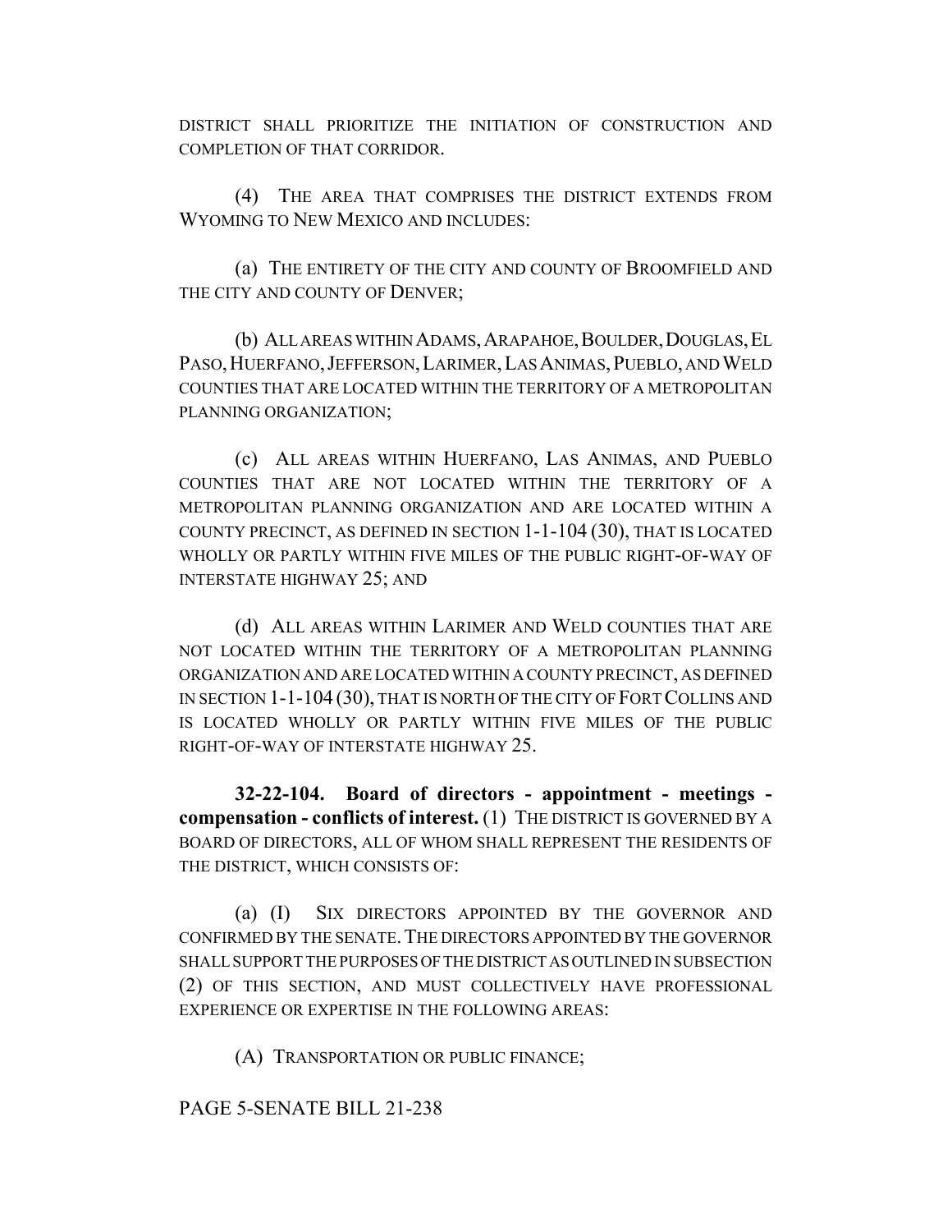DISTRICT SHALL PRIORITIZE THE INITIATION OF CONSTRUCTION AND COMPLETION OF THAT CORRIDOR.

(4) THE AREA THAT COMPRISES THE DISTRICT EXTENDS FROM WYOMING TO NEW MEXICO AND INCLUDES:

(a) THE ENTIRETY OF THE CITY AND COUNTY OF BROOMFIELD AND THE CITY AND COUNTY OF DENVER;

(b) ALL AREAS WITHIN ADAMS, ARAPAHOE, BOULDER, DOUGLAS, EL PASO, HUERFANO, JEFFERSON, LARIMER, LAS ANIMAS, PUEBLO, AND WELD COUNTIES THAT ARE LOCATED WITHIN THE TERRITORY OF A METROPOLITAN PLANNING ORGANIZATION;

(c) ALL AREAS WITHIN HUERFANO, LAS ANIMAS, AND PUEBLO COUNTIES THAT ARE NOT LOCATED WITHIN THE TERRITORY OF A METROPOLITAN PLANNING ORGANIZATION AND ARE LOCATED WITHIN A COUNTY PRECINCT, AS DEFINED IN SECTION 1-1-104 (30), THAT IS LOCATED WHOLLY OR PARTLY WITHIN FIVE MILES OF THE PUBLIC RIGHT-OF-WAY OF INTERSTATE HIGHWAY 25; AND

(d) ALL AREAS WITHIN LARIMER AND WELD COUNTIES THAT ARE NOT LOCATED WITHIN THE TERRITORY OF A METROPOLITAN PLANNING ORGANIZATION AND ARE LOCATED WITHIN A COUNTY PRECINCT, AS DEFINED IN SECTION 1-1-104 (30), THAT IS NORTH OF THE CITY OF FORT COLLINS AND IS LOCATED WHOLLY OR PARTLY WITHIN FIVE MILES OF THE PUBLIC RIGHT-OF-WAY OF INTERSTATE HIGHWAY 25.

**32-22-104. Board of directors - appointment - meetings - compensation - conflicts of interest.** (1) THE DISTRICT IS GOVERNED BY A BOARD OF DIRECTORS, ALL OF WHOM SHALL REPRESENT THE RESIDENTS OF THE DISTRICT, WHICH CONSISTS OF:

(a) (I) SIX DIRECTORS APPOINTED BY THE GOVERNOR AND CONFIRMED BY THE SENATE. THE DIRECTORS APPOINTED BY THE GOVERNOR SHALL SUPPORT THE PURPOSES OF THE DISTRICT AS OUTLINED IN SUBSECTION (2) OF THIS SECTION, AND MUST COLLECTIVELY HAVE PROFESSIONAL EXPERIENCE OR EXPERTISE IN THE FOLLOWING AREAS:

(A) TRANSPORTATION OR PUBLIC FINANCE;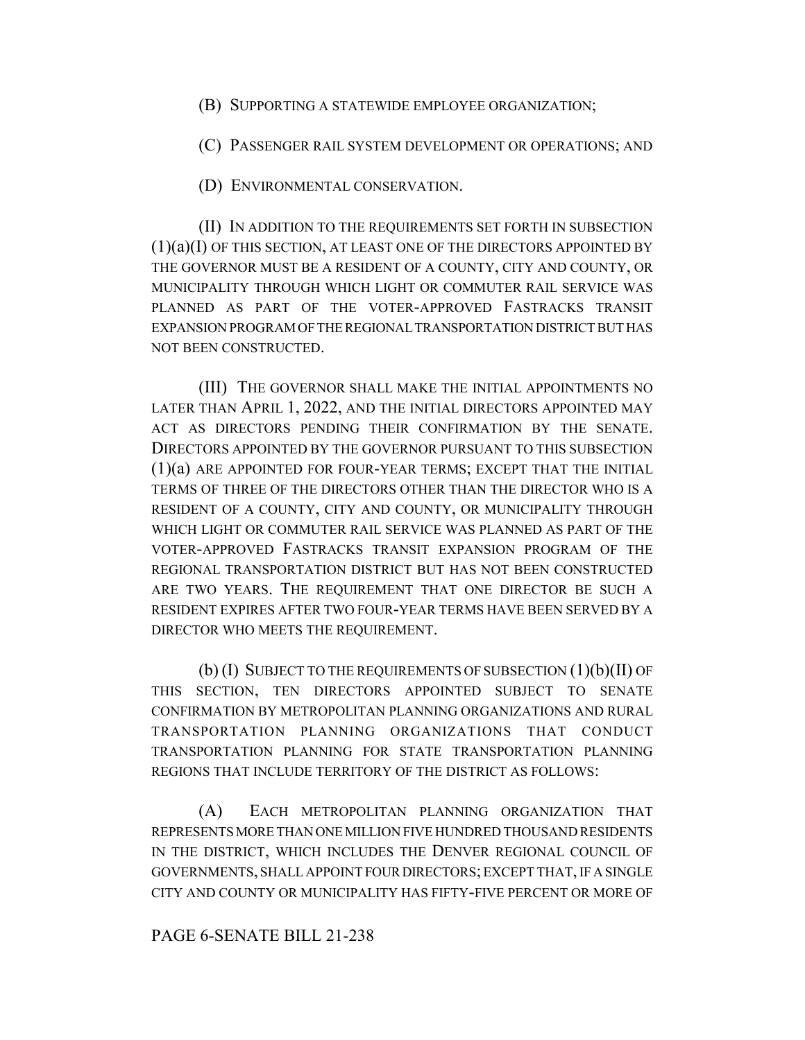(B) SUPPORTING A STATEWIDE EMPLOYEE ORGANIZATION;

(C) PASSENGER RAIL SYSTEM DEVELOPMENT OR OPERATIONS; AND

(D) ENVIRONMENTAL CONSERVATION.

(II) IN ADDITION TO THE REQUIREMENTS SET FORTH IN SUBSECTION (1)(a)(I) OF THIS SECTION, AT LEAST ONE OF THE DIRECTORS APPOINTED BY THE GOVERNOR MUST BE A RESIDENT OF A COUNTY, CITY AND COUNTY, OR MUNICIPALITY THROUGH WHICH LIGHT OR COMMUTER RAIL SERVICE WAS PLANNED AS PART OF THE VOTER-APPROVED FASTRACKS TRANSIT EXPANSION PROGRAM OF THE REGIONAL TRANSPORTATION DISTRICT BUT HAS NOT BEEN CONSTRUCTED.

(III) THE GOVERNOR SHALL MAKE THE INITIAL APPOINTMENTS NO LATER THAN APRIL 1, 2022, AND THE INITIAL DIRECTORS APPOINTED MAY ACT AS DIRECTORS PENDING THEIR CONFIRMATION BY THE SENATE. DIRECTORS APPOINTED BY THE GOVERNOR PURSUANT TO THIS SUBSECTION (1)(a) ARE APPOINTED FOR FOUR-YEAR TERMS; EXCEPT THAT THE INITIAL TERMS OF THREE OF THE DIRECTORS OTHER THAN THE DIRECTOR WHO IS A RESIDENT OF A COUNTY, CITY AND COUNTY, OR MUNICIPALITY THROUGH WHICH LIGHT OR COMMUTER RAIL SERVICE WAS PLANNED AS PART OF THE VOTER-APPROVED FASTRACKS TRANSIT EXPANSION PROGRAM OF THE REGIONAL TRANSPORTATION DISTRICT BUT HAS NOT BEEN CONSTRUCTED ARE TWO YEARS. THE REQUIREMENT THAT ONE DIRECTOR BE SUCH A RESIDENT EXPIRES AFTER TWO FOUR-YEAR TERMS HAVE BEEN SERVED BY A DIRECTOR WHO MEETS THE REQUIREMENT.

(b) (I) SUBJECT TO THE REQUIREMENTS OF SUBSECTION (1)(b)(II) OF THIS SECTION, TEN DIRECTORS APPOINTED SUBJECT TO SENATE CONFIRMATION BY METROPOLITAN PLANNING ORGANIZATIONS AND RURAL TRANSPORTATION PLANNING ORGANIZATIONS THAT CONDUCT TRANSPORTATION PLANNING FOR STATE TRANSPORTATION PLANNING REGIONS THAT INCLUDE TERRITORY OF THE DISTRICT AS FOLLOWS:

(A) EACH METROPOLITAN PLANNING ORGANIZATION THAT REPRESENTS MORE THAN ONE MILLION FIVE HUNDRED THOUSAND RESIDENTS IN THE DISTRICT, WHICH INCLUDES THE DENVER REGIONAL COUNCIL OF GOVERNMENTS, SHALL APPOINT FOUR DIRECTORS; EXCEPT THAT, IF A SINGLE CITY AND COUNTY OR MUNICIPALITY HAS FIFTY-FIVE PERCENT OR MORE OF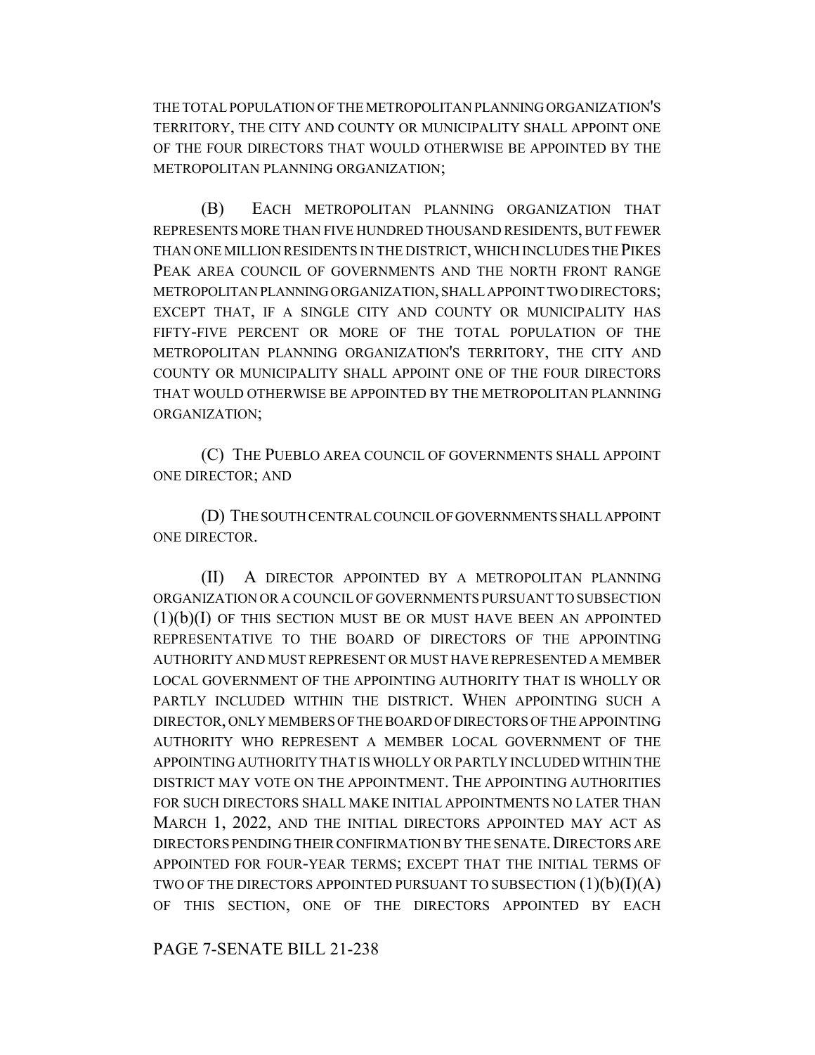THE TOTAL POPULATION OF THE METROPOLITAN PLANNING ORGANIZATION'S TERRITORY, THE CITY AND COUNTY OR MUNICIPALITY SHALL APPOINT ONE OF THE FOUR DIRECTORS THAT WOULD OTHERWISE BE APPOINTED BY THE METROPOLITAN PLANNING ORGANIZATION;

(B) EACH METROPOLITAN PLANNING ORGANIZATION THAT REPRESENTS MORE THAN FIVE HUNDRED THOUSAND RESIDENTS, BUT FEWER THAN ONE MILLION RESIDENTS IN THE DISTRICT, WHICH INCLUDES THE PIKES PEAK AREA COUNCIL OF GOVERNMENTS AND THE NORTH FRONT RANGE METROPOLITAN PLANNING ORGANIZATION, SHALL APPOINT TWO DIRECTORS; EXCEPT THAT, IF A SINGLE CITY AND COUNTY OR MUNICIPALITY HAS FIFTY-FIVE PERCENT OR MORE OF THE TOTAL POPULATION OF THE METROPOLITAN PLANNING ORGANIZATION'S TERRITORY, THE CITY AND COUNTY OR MUNICIPALITY SHALL APPOINT ONE OF THE FOUR DIRECTORS THAT WOULD OTHERWISE BE APPOINTED BY THE METROPOLITAN PLANNING ORGANIZATION;

(C) THE PUEBLO AREA COUNCIL OF GOVERNMENTS SHALL APPOINT ONE DIRECTOR; AND

(D) THE SOUTH CENTRAL COUNCIL OF GOVERNMENTS SHALL APPOINT ONE DIRECTOR.

(II) A DIRECTOR APPOINTED BY A METROPOLITAN PLANNING ORGANIZATION OR A COUNCIL OF GOVERNMENTS PURSUANT TO SUBSECTION (1)(b)(I) OF THIS SECTION MUST BE OR MUST HAVE BEEN AN APPOINTED REPRESENTATIVE TO THE BOARD OF DIRECTORS OF THE APPOINTING AUTHORITY AND MUST REPRESENT OR MUST HAVE REPRESENTED A MEMBER LOCAL GOVERNMENT OF THE APPOINTING AUTHORITY THAT IS WHOLLY OR PARTLY INCLUDED WITHIN THE DISTRICT. WHEN APPOINTING SUCH A DIRECTOR, ONLY MEMBERS OF THE BOARD OF DIRECTORS OF THE APPOINTING AUTHORITY WHO REPRESENT A MEMBER LOCAL GOVERNMENT OF THE APPOINTING AUTHORITY THAT IS WHOLLY OR PARTLY INCLUDED WITHIN THE DISTRICT MAY VOTE ON THE APPOINTMENT. THE APPOINTING AUTHORITIES FOR SUCH DIRECTORS SHALL MAKE INITIAL APPOINTMENTS NO LATER THAN MARCH 1, 2022, AND THE INITIAL DIRECTORS APPOINTED MAY ACT AS DIRECTORS PENDING THEIR CONFIRMATION BY THE SENATE. DIRECTORS ARE APPOINTED FOR FOUR-YEAR TERMS; EXCEPT THAT THE INITIAL TERMS OF TWO OF THE DIRECTORS APPOINTED PURSUANT TO SUBSECTION (1)(b)(I)(A) OF THIS SECTION, ONE OF THE DIRECTORS APPOINTED BY EACH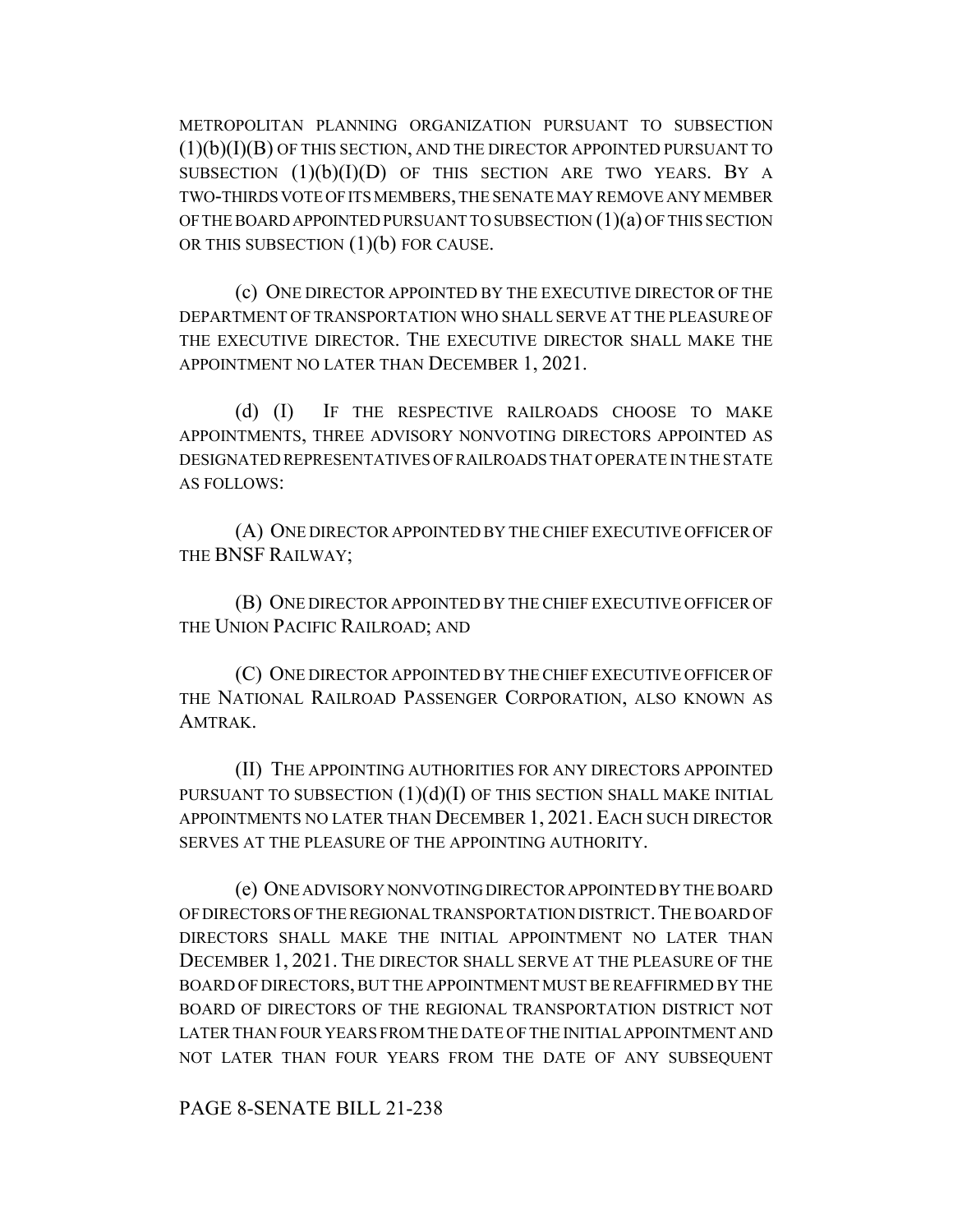METROPOLITAN PLANNING ORGANIZATION PURSUANT TO SUBSECTION (1)(b)(I)(B) OF THIS SECTION, AND THE DIRECTOR APPOINTED PURSUANT TO SUBSECTION (1)(b)(I)(D) OF THIS SECTION ARE TWO YEARS. BY A TWO-THIRDS VOTE OF ITS MEMBERS, THE SENATE MAY REMOVE ANY MEMBER OF THE BOARD APPOINTED PURSUANT TO SUBSECTION (1)(a) OF THIS SECTION OR THIS SUBSECTION (1)(b) FOR CAUSE.

(c) ONE DIRECTOR APPOINTED BY THE EXECUTIVE DIRECTOR OF THE DEPARTMENT OF TRANSPORTATION WHO SHALL SERVE AT THE PLEASURE OF THE EXECUTIVE DIRECTOR. THE EXECUTIVE DIRECTOR SHALL MAKE THE APPOINTMENT NO LATER THAN DECEMBER 1, 2021.

(d) (I) IF THE RESPECTIVE RAILROADS CHOOSE TO MAKE APPOINTMENTS, THREE ADVISORY NONVOTING DIRECTORS APPOINTED AS DESIGNATED REPRESENTATIVES OF RAILROADS THAT OPERATE IN THE STATE AS FOLLOWS:

(A) ONE DIRECTOR APPOINTED BY THE CHIEF EXECUTIVE OFFICER OF THE BNSF RAILWAY;

(B) ONE DIRECTOR APPOINTED BY THE CHIEF EXECUTIVE OFFICER OF THE UNION PACIFIC RAILROAD; AND

(C) ONE DIRECTOR APPOINTED BY THE CHIEF EXECUTIVE OFFICER OF THE NATIONAL RAILROAD PASSENGER CORPORATION, ALSO KNOWN AS AMTRAK.

(II) THE APPOINTING AUTHORITIES FOR ANY DIRECTORS APPOINTED PURSUANT TO SUBSECTION (1)(d)(I) OF THIS SECTION SHALL MAKE INITIAL APPOINTMENTS NO LATER THAN DECEMBER 1, 2021. EACH SUCH DIRECTOR SERVES AT THE PLEASURE OF THE APPOINTING AUTHORITY.

(e) ONE ADVISORY NONVOTING DIRECTOR APPOINTED BY THE BOARD OF DIRECTORS OF THE REGIONAL TRANSPORTATION DISTRICT. THE BOARD OF DIRECTORS SHALL MAKE THE INITIAL APPOINTMENT NO LATER THAN DECEMBER 1, 2021. THE DIRECTOR SHALL SERVE AT THE PLEASURE OF THE BOARD OF DIRECTORS, BUT THE APPOINTMENT MUST BE REAFFIRMED BY THE BOARD OF DIRECTORS OF THE REGIONAL TRANSPORTATION DISTRICT NOT LATER THAN FOUR YEARS FROM THE DATE OF THE INITIAL APPOINTMENT AND NOT LATER THAN FOUR YEARS FROM THE DATE OF ANY SUBSEQUENT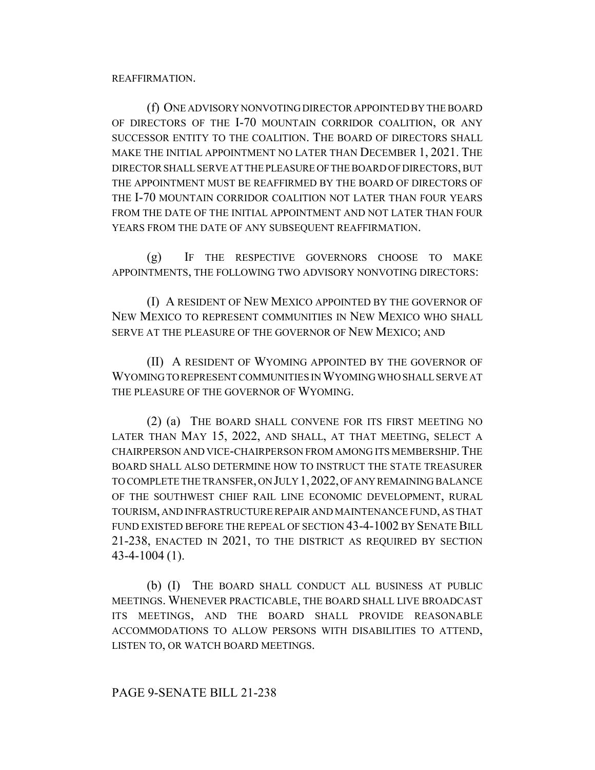REAFFIRMATION.

(f) ONE ADVISORY NONVOTING DIRECTOR APPOINTED BY THE BOARD OF DIRECTORS OF THE I-70 MOUNTAIN CORRIDOR COALITION, OR ANY SUCCESSOR ENTITY TO THE COALITION. THE BOARD OF DIRECTORS SHALL MAKE THE INITIAL APPOINTMENT NO LATER THAN DECEMBER 1, 2021. THE DIRECTOR SHALL SERVE AT THE PLEASURE OF THE BOARD OF DIRECTORS, BUT THE APPOINTMENT MUST BE REAFFIRMED BY THE BOARD OF DIRECTORS OF THE I-70 MOUNTAIN CORRIDOR COALITION NOT LATER THAN FOUR YEARS FROM THE DATE OF THE INITIAL APPOINTMENT AND NOT LATER THAN FOUR YEARS FROM THE DATE OF ANY SUBSEQUENT REAFFIRMATION.

(g) IF THE RESPECTIVE GOVERNORS CHOOSE TO MAKE APPOINTMENTS, THE FOLLOWING TWO ADVISORY NONVOTING DIRECTORS:

(I) A RESIDENT OF NEW MEXICO APPOINTED BY THE GOVERNOR OF NEW MEXICO TO REPRESENT COMMUNITIES IN NEW MEXICO WHO SHALL SERVE AT THE PLEASURE OF THE GOVERNOR OF NEW MEXICO; AND

(II) A RESIDENT OF WYOMING APPOINTED BY THE GOVERNOR OF WYOMING TO REPRESENT COMMUNITIES IN WYOMING WHO SHALL SERVE AT THE PLEASURE OF THE GOVERNOR OF WYOMING.

(2) (a) THE BOARD SHALL CONVENE FOR ITS FIRST MEETING NO LATER THAN MAY 15, 2022, AND SHALL, AT THAT MEETING, SELECT A CHAIRPERSON AND VICE-CHAIRPERSON FROM AMONG ITS MEMBERSHIP. THE BOARD SHALL ALSO DETERMINE HOW TO INSTRUCT THE STATE TREASURER TO COMPLETE THE TRANSFER, ON JULY 1, 2022, OF ANY REMAINING BALANCE OF THE SOUTHWEST CHIEF RAIL LINE ECONOMIC DEVELOPMENT, RURAL TOURISM, AND INFRASTRUCTURE REPAIR AND MAINTENANCE FUND, AS THAT FUND EXISTED BEFORE THE REPEAL OF SECTION 43-4-1002 BY SENATE BILL 21-238, ENACTED IN 2021, TO THE DISTRICT AS REQUIRED BY SECTION 43-4-1004 (1).

(b) (I) THE BOARD SHALL CONDUCT ALL BUSINESS AT PUBLIC MEETINGS. WHENEVER PRACTICABLE, THE BOARD SHALL LIVE BROADCAST ITS MEETINGS, AND THE BOARD SHALL PROVIDE REASONABLE ACCOMMODATIONS TO ALLOW PERSONS WITH DISABILITIES TO ATTEND, LISTEN TO, OR WATCH BOARD MEETINGS.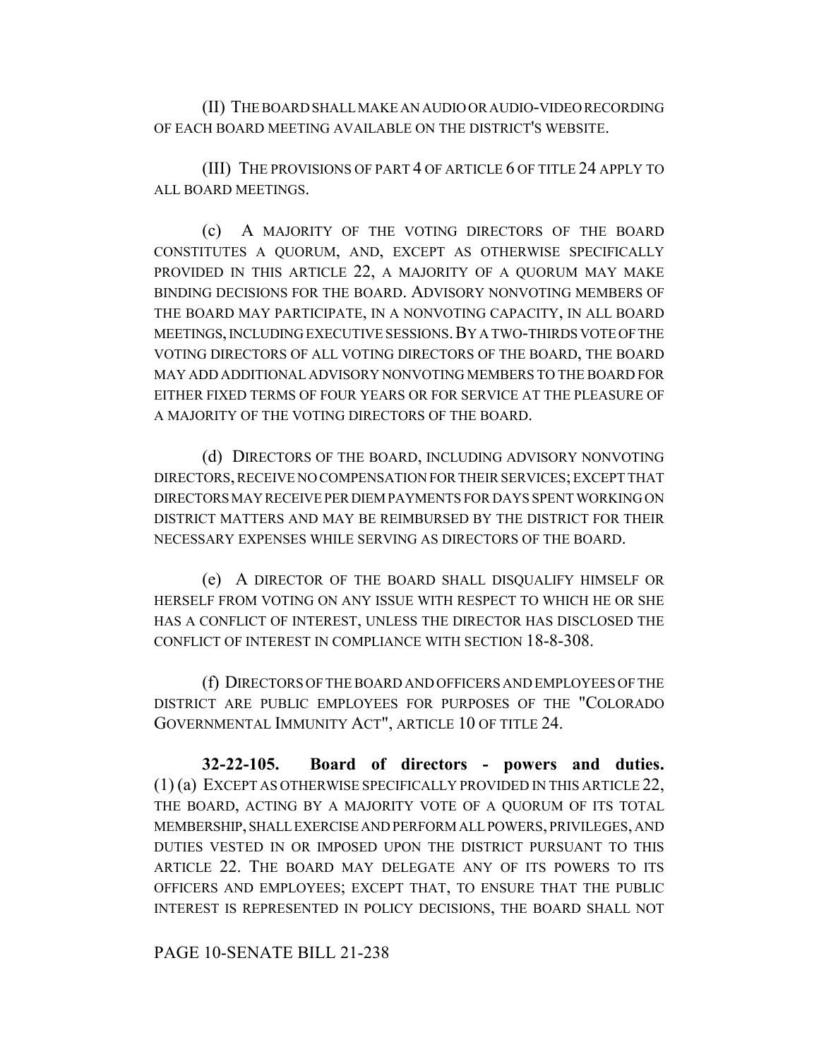(II) THE BOARD SHALL MAKE AN AUDIO OR AUDIO-VIDEO RECORDING OF EACH BOARD MEETING AVAILABLE ON THE DISTRICT'S WEBSITE.

(III) THE PROVISIONS OF PART 4 OF ARTICLE 6 OF TITLE 24 APPLY TO ALL BOARD MEETINGS.

(c) A MAJORITY OF THE VOTING DIRECTORS OF THE BOARD CONSTITUTES A QUORUM, AND, EXCEPT AS OTHERWISE SPECIFICALLY PROVIDED IN THIS ARTICLE 22, A MAJORITY OF A QUORUM MAY MAKE BINDING DECISIONS FOR THE BOARD. ADVISORY NONVOTING MEMBERS OF THE BOARD MAY PARTICIPATE, IN A NONVOTING CAPACITY, IN ALL BOARD MEETINGS, INCLUDING EXECUTIVE SESSIONS. BY A TWO-THIRDS VOTE OF THE VOTING DIRECTORS OF ALL VOTING DIRECTORS OF THE BOARD, THE BOARD MAY ADD ADDITIONAL ADVISORY NONVOTING MEMBERS TO THE BOARD FOR EITHER FIXED TERMS OF FOUR YEARS OR FOR SERVICE AT THE PLEASURE OF A MAJORITY OF THE VOTING DIRECTORS OF THE BOARD.

(d) DIRECTORS OF THE BOARD, INCLUDING ADVISORY NONVOTING DIRECTORS, RECEIVE NO COMPENSATION FOR THEIR SERVICES; EXCEPT THAT DIRECTORS MAY RECEIVE PER DIEM PAYMENTS FOR DAYS SPENT WORKING ON DISTRICT MATTERS AND MAY BE REIMBURSED BY THE DISTRICT FOR THEIR NECESSARY EXPENSES WHILE SERVING AS DIRECTORS OF THE BOARD.

(e) A DIRECTOR OF THE BOARD SHALL DISQUALIFY HIMSELF OR HERSELF FROM VOTING ON ANY ISSUE WITH RESPECT TO WHICH HE OR SHE HAS A CONFLICT OF INTEREST, UNLESS THE DIRECTOR HAS DISCLOSED THE CONFLICT OF INTEREST IN COMPLIANCE WITH SECTION 18-8-308.

(f) DIRECTORS OF THE BOARD AND OFFICERS AND EMPLOYEES OF THE DISTRICT ARE PUBLIC EMPLOYEES FOR PURPOSES OF THE "COLORADO GOVERNMENTAL IMMUNITY ACT", ARTICLE 10 OF TITLE 24.

**32-22-105. Board of directors - powers and duties.** (1) (a) EXCEPT AS OTHERWISE SPECIFICALLY PROVIDED IN THIS ARTICLE 22, THE BOARD, ACTING BY A MAJORITY VOTE OF A QUORUM OF ITS TOTAL MEMBERSHIP, SHALL EXERCISE AND PERFORM ALL POWERS, PRIVILEGES, AND DUTIES VESTED IN OR IMPOSED UPON THE DISTRICT PURSUANT TO THIS ARTICLE 22. THE BOARD MAY DELEGATE ANY OF ITS POWERS TO ITS OFFICERS AND EMPLOYEES; EXCEPT THAT, TO ENSURE THAT THE PUBLIC INTEREST IS REPRESENTED IN POLICY DECISIONS, THE BOARD SHALL NOT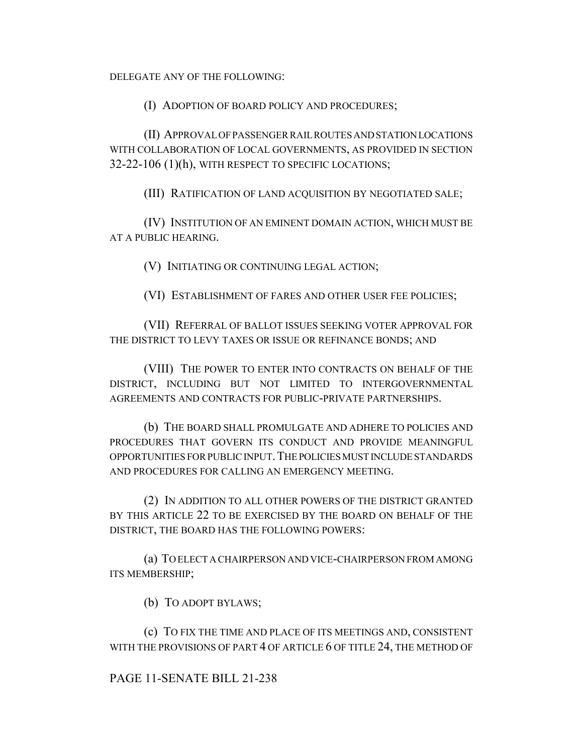DELEGATE ANY OF THE FOLLOWING:

(I) ADOPTION OF BOARD POLICY AND PROCEDURES;

(II) APPROVAL OF PASSENGER RAIL ROUTES AND STATION LOCATIONS WITH COLLABORATION OF LOCAL GOVERNMENTS, AS PROVIDED IN SECTION 32-22-106 (1)(h), WITH RESPECT TO SPECIFIC LOCATIONS;

(III) RATIFICATION OF LAND ACQUISITION BY NEGOTIATED SALE;

(IV) INSTITUTION OF AN EMINENT DOMAIN ACTION, WHICH MUST BE AT A PUBLIC HEARING.

(V) INITIATING OR CONTINUING LEGAL ACTION;

(VI) ESTABLISHMENT OF FARES AND OTHER USER FEE POLICIES;

(VII) REFERRAL OF BALLOT ISSUES SEEKING VOTER APPROVAL FOR THE DISTRICT TO LEVY TAXES OR ISSUE OR REFINANCE BONDS; AND

(VIII) THE POWER TO ENTER INTO CONTRACTS ON BEHALF OF THE DISTRICT, INCLUDING BUT NOT LIMITED TO INTERGOVERNMENTAL AGREEMENTS AND CONTRACTS FOR PUBLIC-PRIVATE PARTNERSHIPS.

(b) THE BOARD SHALL PROMULGATE AND ADHERE TO POLICIES AND PROCEDURES THAT GOVERN ITS CONDUCT AND PROVIDE MEANINGFUL OPPORTUNITIES FOR PUBLIC INPUT. THE POLICIES MUST INCLUDE STANDARDS AND PROCEDURES FOR CALLING AN EMERGENCY MEETING.

(2) IN ADDITION TO ALL OTHER POWERS OF THE DISTRICT GRANTED BY THIS ARTICLE 22 TO BE EXERCISED BY THE BOARD ON BEHALF OF THE DISTRICT, THE BOARD HAS THE FOLLOWING POWERS:

(a) TO ELECT A CHAIRPERSON AND VICE-CHAIRPERSON FROM AMONG ITS MEMBERSHIP;

(b) TO ADOPT BYLAWS;

(c) TO FIX THE TIME AND PLACE OF ITS MEETINGS AND, CONSISTENT WITH THE PROVISIONS OF PART 4 OF ARTICLE 6 OF TITLE 24, THE METHOD OF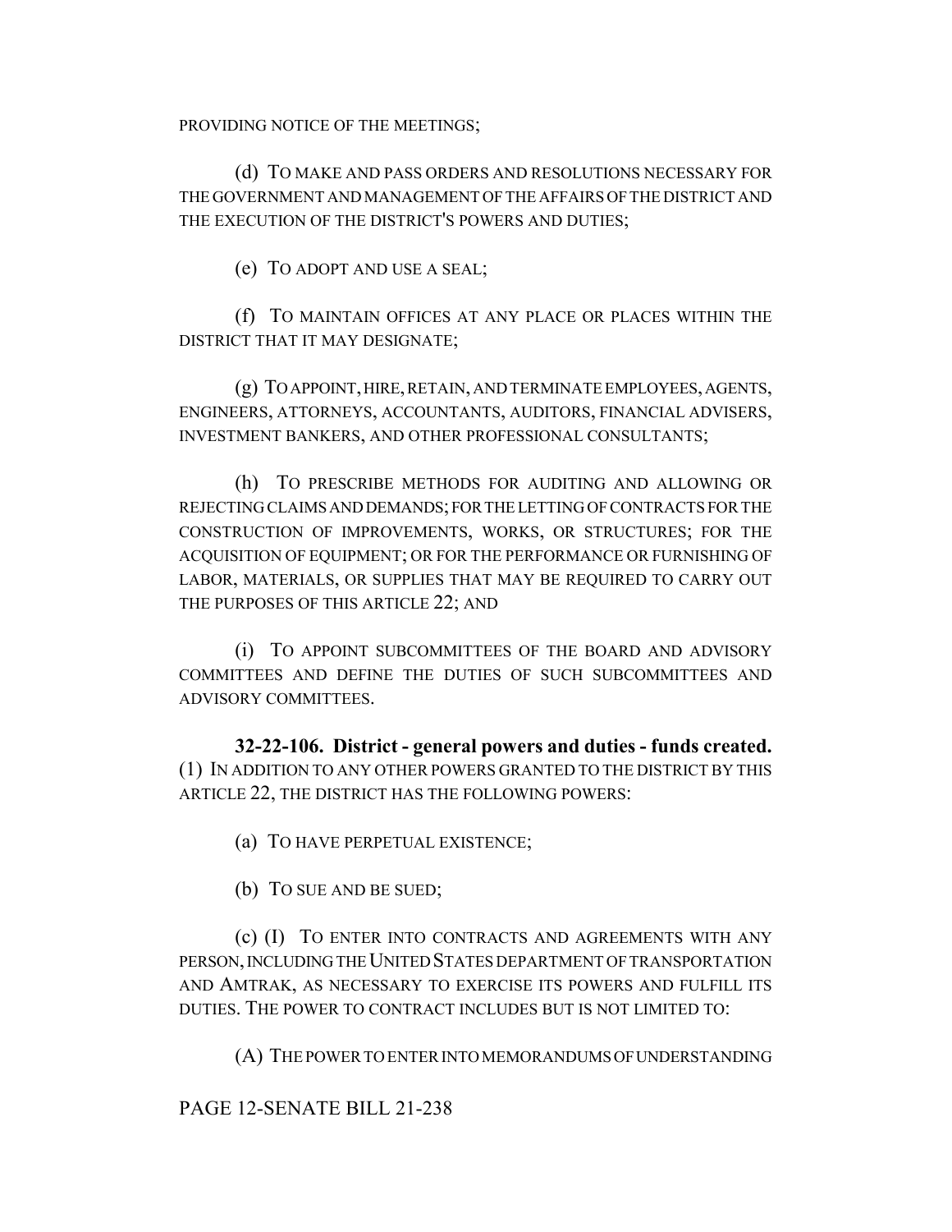PROVIDING NOTICE OF THE MEETINGS;

(d) TO MAKE AND PASS ORDERS AND RESOLUTIONS NECESSARY FOR THE GOVERNMENT AND MANAGEMENT OF THE AFFAIRS OF THE DISTRICT AND THE EXECUTION OF THE DISTRICT'S POWERS AND DUTIES;

(e) TO ADOPT AND USE A SEAL;

(f) TO MAINTAIN OFFICES AT ANY PLACE OR PLACES WITHIN THE DISTRICT THAT IT MAY DESIGNATE;

(g) TO APPOINT, HIRE, RETAIN, AND TERMINATE EMPLOYEES, AGENTS, ENGINEERS, ATTORNEYS, ACCOUNTANTS, AUDITORS, FINANCIAL ADVISERS, INVESTMENT BANKERS, AND OTHER PROFESSIONAL CONSULTANTS;

(h) TO PRESCRIBE METHODS FOR AUDITING AND ALLOWING OR REJECTING CLAIMS AND DEMANDS; FOR THE LETTING OF CONTRACTS FOR THE CONSTRUCTION OF IMPROVEMENTS, WORKS, OR STRUCTURES; FOR THE ACQUISITION OF EQUIPMENT; OR FOR THE PERFORMANCE OR FURNISHING OF LABOR, MATERIALS, OR SUPPLIES THAT MAY BE REQUIRED TO CARRY OUT THE PURPOSES OF THIS ARTICLE 22; AND

(i) TO APPOINT SUBCOMMITTEES OF THE BOARD AND ADVISORY COMMITTEES AND DEFINE THE DUTIES OF SUCH SUBCOMMITTEES AND ADVISORY COMMITTEES.

**32-22-106. District - general powers and duties - funds created.** (1) IN ADDITION TO ANY OTHER POWERS GRANTED TO THE DISTRICT BY THIS ARTICLE 22, THE DISTRICT HAS THE FOLLOWING POWERS:

(a) TO HAVE PERPETUAL EXISTENCE;

(b) TO SUE AND BE SUED;

(c) (I) TO ENTER INTO CONTRACTS AND AGREEMENTS WITH ANY PERSON, INCLUDING THE UNITED STATES DEPARTMENT OF TRANSPORTATION AND AMTRAK, AS NECESSARY TO EXERCISE ITS POWERS AND FULFILL ITS DUTIES. THE POWER TO CONTRACT INCLUDES BUT IS NOT LIMITED TO:

(A) THE POWER TO ENTER INTO MEMORANDUMS OF UNDERSTANDING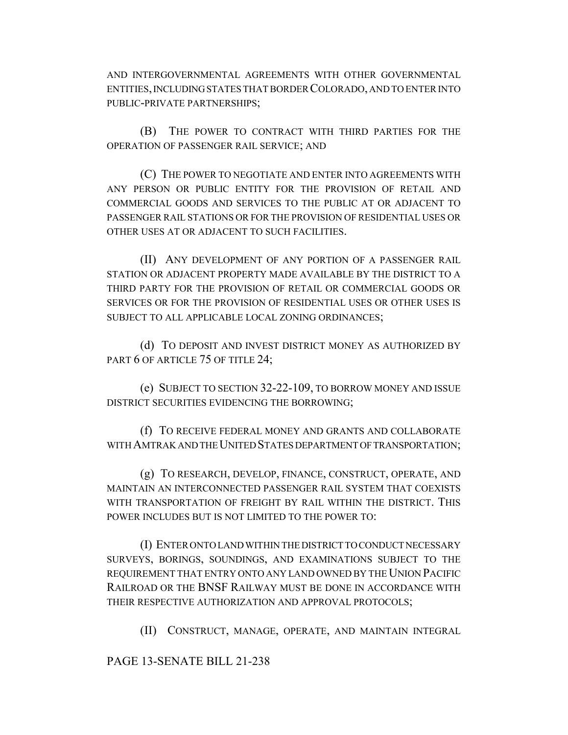AND INTERGOVERNMENTAL AGREEMENTS WITH OTHER GOVERNMENTAL ENTITIES, INCLUDING STATES THAT BORDER COLORADO, AND TO ENTER INTO PUBLIC-PRIVATE PARTNERSHIPS;

(B) THE POWER TO CONTRACT WITH THIRD PARTIES FOR THE OPERATION OF PASSENGER RAIL SERVICE; AND

(C) THE POWER TO NEGOTIATE AND ENTER INTO AGREEMENTS WITH ANY PERSON OR PUBLIC ENTITY FOR THE PROVISION OF RETAIL AND COMMERCIAL GOODS AND SERVICES TO THE PUBLIC AT OR ADJACENT TO PASSENGER RAIL STATIONS OR FOR THE PROVISION OF RESIDENTIAL USES OR OTHER USES AT OR ADJACENT TO SUCH FACILITIES.

(II) ANY DEVELOPMENT OF ANY PORTION OF A PASSENGER RAIL STATION OR ADJACENT PROPERTY MADE AVAILABLE BY THE DISTRICT TO A THIRD PARTY FOR THE PROVISION OF RETAIL OR COMMERCIAL GOODS OR SERVICES OR FOR THE PROVISION OF RESIDENTIAL USES OR OTHER USES IS SUBJECT TO ALL APPLICABLE LOCAL ZONING ORDINANCES;

(d) TO DEPOSIT AND INVEST DISTRICT MONEY AS AUTHORIZED BY PART 6 OF ARTICLE 75 OF TITLE 24;

(e) SUBJECT TO SECTION 32-22-109, TO BORROW MONEY AND ISSUE DISTRICT SECURITIES EVIDENCING THE BORROWING;

(f) TO RECEIVE FEDERAL MONEY AND GRANTS AND COLLABORATE WITH AMTRAK AND THE UNITED STATES DEPARTMENT OF TRANSPORTATION;

(g) TO RESEARCH, DEVELOP, FINANCE, CONSTRUCT, OPERATE, AND MAINTAIN AN INTERCONNECTED PASSENGER RAIL SYSTEM THAT COEXISTS WITH TRANSPORTATION OF FREIGHT BY RAIL WITHIN THE DISTRICT. THIS POWER INCLUDES BUT IS NOT LIMITED TO THE POWER TO:

(I) ENTER ONTO LAND WITHIN THE DISTRICT TO CONDUCT NECESSARY SURVEYS, BORINGS, SOUNDINGS, AND EXAMINATIONS SUBJECT TO THE REQUIREMENT THAT ENTRY ONTO ANY LAND OWNED BY THE UNION PACIFIC RAILROAD OR THE BNSF RAILWAY MUST BE DONE IN ACCORDANCE WITH THEIR RESPECTIVE AUTHORIZATION AND APPROVAL PROTOCOLS;

(II) CONSTRUCT, MANAGE, OPERATE, AND MAINTAIN INTEGRAL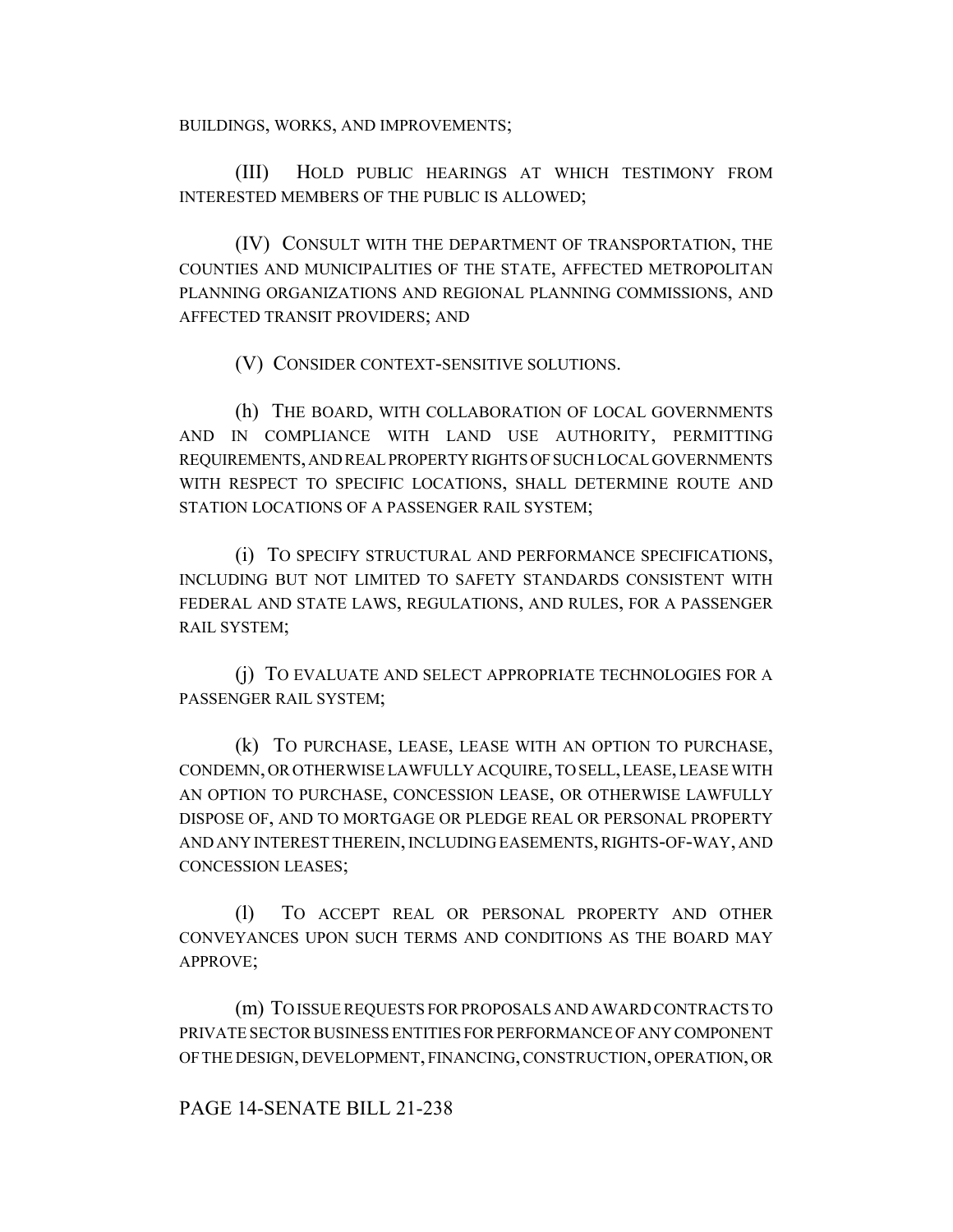BUILDINGS, WORKS, AND IMPROVEMENTS;

(III) HOLD PUBLIC HEARINGS AT WHICH TESTIMONY FROM INTERESTED MEMBERS OF THE PUBLIC IS ALLOWED;

(IV) CONSULT WITH THE DEPARTMENT OF TRANSPORTATION, THE COUNTIES AND MUNICIPALITIES OF THE STATE, AFFECTED METROPOLITAN PLANNING ORGANIZATIONS AND REGIONAL PLANNING COMMISSIONS, AND AFFECTED TRANSIT PROVIDERS; AND

(V) CONSIDER CONTEXT-SENSITIVE SOLUTIONS.

(h) THE BOARD, WITH COLLABORATION OF LOCAL GOVERNMENTS AND IN COMPLIANCE WITH LAND USE AUTHORITY, PERMITTING REQUIREMENTS, AND REAL PROPERTY RIGHTS OF SUCH LOCAL GOVERNMENTS WITH RESPECT TO SPECIFIC LOCATIONS, SHALL DETERMINE ROUTE AND STATION LOCATIONS OF A PASSENGER RAIL SYSTEM;

(i) TO SPECIFY STRUCTURAL AND PERFORMANCE SPECIFICATIONS, INCLUDING BUT NOT LIMITED TO SAFETY STANDARDS CONSISTENT WITH FEDERAL AND STATE LAWS, REGULATIONS, AND RULES, FOR A PASSENGER RAIL SYSTEM;

(j) TO EVALUATE AND SELECT APPROPRIATE TECHNOLOGIES FOR A PASSENGER RAIL SYSTEM;

(k) TO PURCHASE, LEASE, LEASE WITH AN OPTION TO PURCHASE, CONDEMN, OR OTHERWISE LAWFULLY ACQUIRE, TO SELL, LEASE, LEASE WITH AN OPTION TO PURCHASE, CONCESSION LEASE, OR OTHERWISE LAWFULLY DISPOSE OF, AND TO MORTGAGE OR PLEDGE REAL OR PERSONAL PROPERTY AND ANY INTEREST THEREIN, INCLUDING EASEMENTS, RIGHTS-OF-WAY, AND CONCESSION LEASES;

(l) TO ACCEPT REAL OR PERSONAL PROPERTY AND OTHER CONVEYANCES UPON SUCH TERMS AND CONDITIONS AS THE BOARD MAY APPROVE;

(m) TO ISSUE REQUESTS FOR PROPOSALS AND AWARD CONTRACTS TO PRIVATE SECTOR BUSINESS ENTITIES FOR PERFORMANCE OF ANY COMPONENT OF THE DESIGN, DEVELOPMENT, FINANCING, CONSTRUCTION, OPERATION, OR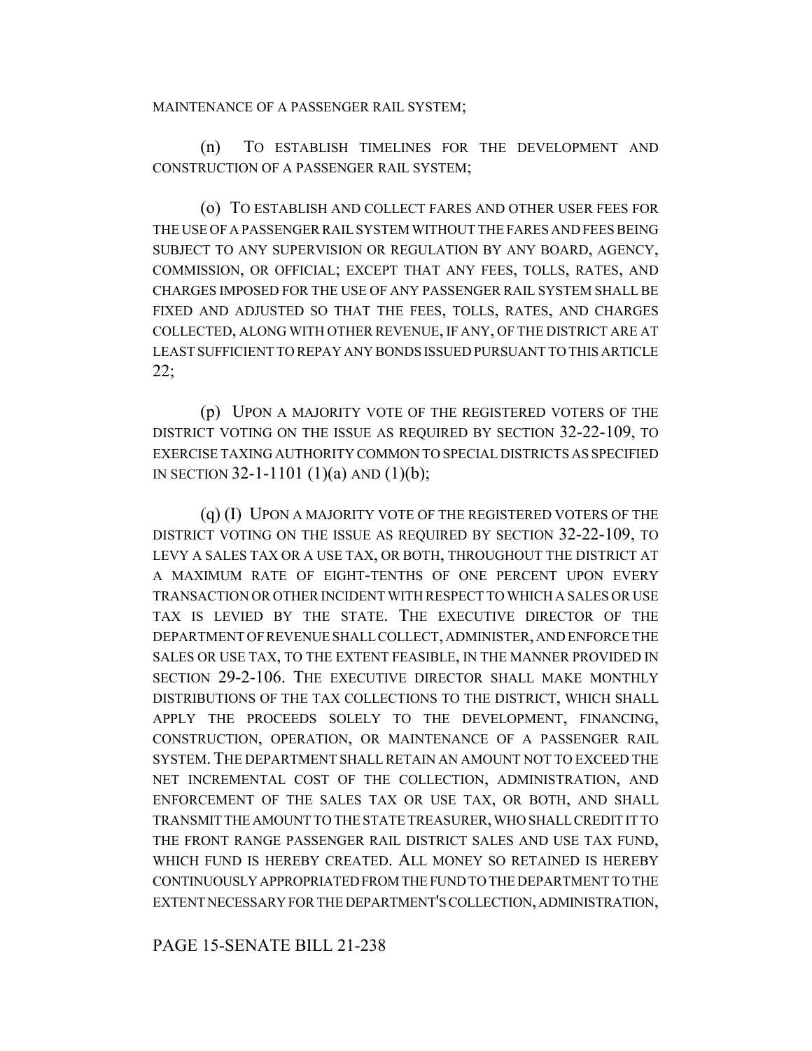MAINTENANCE OF A PASSENGER RAIL SYSTEM;

(n) TO ESTABLISH TIMELINES FOR THE DEVELOPMENT AND CONSTRUCTION OF A PASSENGER RAIL SYSTEM;

(o) TO ESTABLISH AND COLLECT FARES AND OTHER USER FEES FOR THE USE OF A PASSENGER RAIL SYSTEM WITHOUT THE FARES AND FEES BEING SUBJECT TO ANY SUPERVISION OR REGULATION BY ANY BOARD, AGENCY, COMMISSION, OR OFFICIAL; EXCEPT THAT ANY FEES, TOLLS, RATES, AND CHARGES IMPOSED FOR THE USE OF ANY PASSENGER RAIL SYSTEM SHALL BE FIXED AND ADJUSTED SO THAT THE FEES, TOLLS, RATES, AND CHARGES COLLECTED, ALONG WITH OTHER REVENUE, IF ANY, OF THE DISTRICT ARE AT LEAST SUFFICIENT TO REPAY ANY BONDS ISSUED PURSUANT TO THIS ARTICLE 22;

(p) UPON A MAJORITY VOTE OF THE REGISTERED VOTERS OF THE DISTRICT VOTING ON THE ISSUE AS REQUIRED BY SECTION 32-22-109, TO EXERCISE TAXING AUTHORITY COMMON TO SPECIAL DISTRICTS AS SPECIFIED IN SECTION 32-1-1101 (1)(a) AND (1)(b);

(q) (I) UPON A MAJORITY VOTE OF THE REGISTERED VOTERS OF THE DISTRICT VOTING ON THE ISSUE AS REQUIRED BY SECTION 32-22-109, TO LEVY A SALES TAX OR A USE TAX, OR BOTH, THROUGHOUT THE DISTRICT AT A MAXIMUM RATE OF EIGHT-TENTHS OF ONE PERCENT UPON EVERY TRANSACTION OR OTHER INCIDENT WITH RESPECT TO WHICH A SALES OR USE TAX IS LEVIED BY THE STATE. THE EXECUTIVE DIRECTOR OF THE DEPARTMENT OF REVENUE SHALL COLLECT, ADMINISTER, AND ENFORCE THE SALES OR USE TAX, TO THE EXTENT FEASIBLE, IN THE MANNER PROVIDED IN SECTION 29-2-106. THE EXECUTIVE DIRECTOR SHALL MAKE MONTHLY DISTRIBUTIONS OF THE TAX COLLECTIONS TO THE DISTRICT, WHICH SHALL APPLY THE PROCEEDS SOLELY TO THE DEVELOPMENT, FINANCING, CONSTRUCTION, OPERATION, OR MAINTENANCE OF A PASSENGER RAIL SYSTEM. THE DEPARTMENT SHALL RETAIN AN AMOUNT NOT TO EXCEED THE NET INCREMENTAL COST OF THE COLLECTION, ADMINISTRATION, AND ENFORCEMENT OF THE SALES TAX OR USE TAX, OR BOTH, AND SHALL TRANSMIT THE AMOUNT TO THE STATE TREASURER, WHO SHALL CREDIT IT TO THE FRONT RANGE PASSENGER RAIL DISTRICT SALES AND USE TAX FUND, WHICH FUND IS HEREBY CREATED. ALL MONEY SO RETAINED IS HEREBY CONTINUOUSLY APPROPRIATED FROM THE FUND TO THE DEPARTMENT TO THE EXTENT NECESSARY FOR THE DEPARTMENT'S COLLECTION, ADMINISTRATION,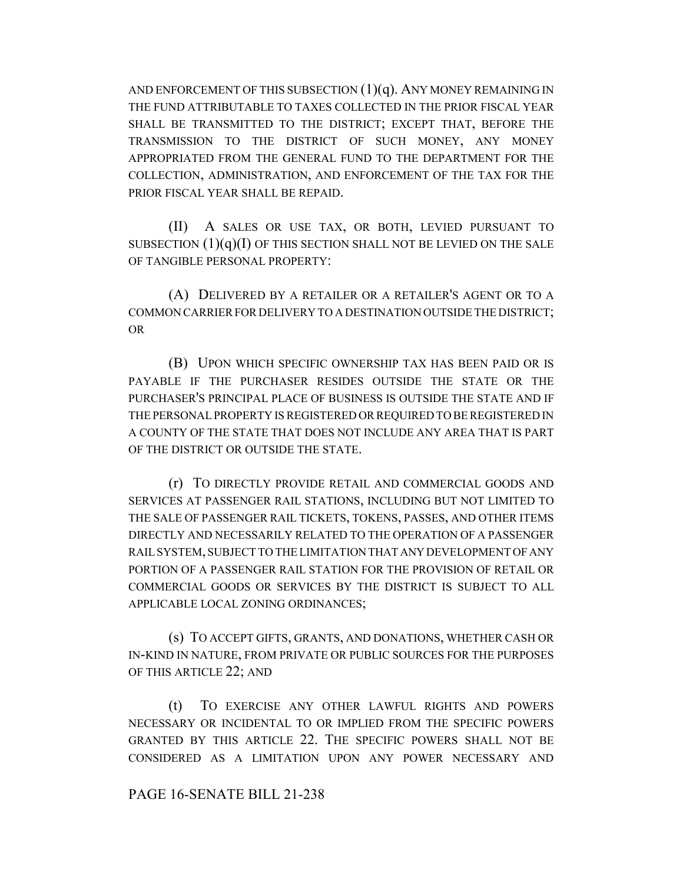AND ENFORCEMENT OF THIS SUBSECTION (1)(q). ANY MONEY REMAINING IN THE FUND ATTRIBUTABLE TO TAXES COLLECTED IN THE PRIOR FISCAL YEAR SHALL BE TRANSMITTED TO THE DISTRICT; EXCEPT THAT, BEFORE THE TRANSMISSION TO THE DISTRICT OF SUCH MONEY, ANY MONEY APPROPRIATED FROM THE GENERAL FUND TO THE DEPARTMENT FOR THE COLLECTION, ADMINISTRATION, AND ENFORCEMENT OF THE TAX FOR THE PRIOR FISCAL YEAR SHALL BE REPAID.

(II) A SALES OR USE TAX, OR BOTH, LEVIED PURSUANT TO SUBSECTION (1)(q)(I) OF THIS SECTION SHALL NOT BE LEVIED ON THE SALE OF TANGIBLE PERSONAL PROPERTY:

(A) DELIVERED BY A RETAILER OR A RETAILER'S AGENT OR TO A COMMON CARRIER FOR DELIVERY TO A DESTINATION OUTSIDE THE DISTRICT; OR

(B) UPON WHICH SPECIFIC OWNERSHIP TAX HAS BEEN PAID OR IS PAYABLE IF THE PURCHASER RESIDES OUTSIDE THE STATE OR THE PURCHASER'S PRINCIPAL PLACE OF BUSINESS IS OUTSIDE THE STATE AND IF THE PERSONAL PROPERTY IS REGISTERED OR REQUIRED TO BE REGISTERED IN A COUNTY OF THE STATE THAT DOES NOT INCLUDE ANY AREA THAT IS PART OF THE DISTRICT OR OUTSIDE THE STATE.

(r) TO DIRECTLY PROVIDE RETAIL AND COMMERCIAL GOODS AND SERVICES AT PASSENGER RAIL STATIONS, INCLUDING BUT NOT LIMITED TO THE SALE OF PASSENGER RAIL TICKETS, TOKENS, PASSES, AND OTHER ITEMS DIRECTLY AND NECESSARILY RELATED TO THE OPERATION OF A PASSENGER RAIL SYSTEM, SUBJECT TO THE LIMITATION THAT ANY DEVELOPMENT OF ANY PORTION OF A PASSENGER RAIL STATION FOR THE PROVISION OF RETAIL OR COMMERCIAL GOODS OR SERVICES BY THE DISTRICT IS SUBJECT TO ALL APPLICABLE LOCAL ZONING ORDINANCES;

(s) TO ACCEPT GIFTS, GRANTS, AND DONATIONS, WHETHER CASH OR IN-KIND IN NATURE, FROM PRIVATE OR PUBLIC SOURCES FOR THE PURPOSES OF THIS ARTICLE 22; AND

(t) TO EXERCISE ANY OTHER LAWFUL RIGHTS AND POWERS NECESSARY OR INCIDENTAL TO OR IMPLIED FROM THE SPECIFIC POWERS GRANTED BY THIS ARTICLE 22. THE SPECIFIC POWERS SHALL NOT BE CONSIDERED AS A LIMITATION UPON ANY POWER NECESSARY AND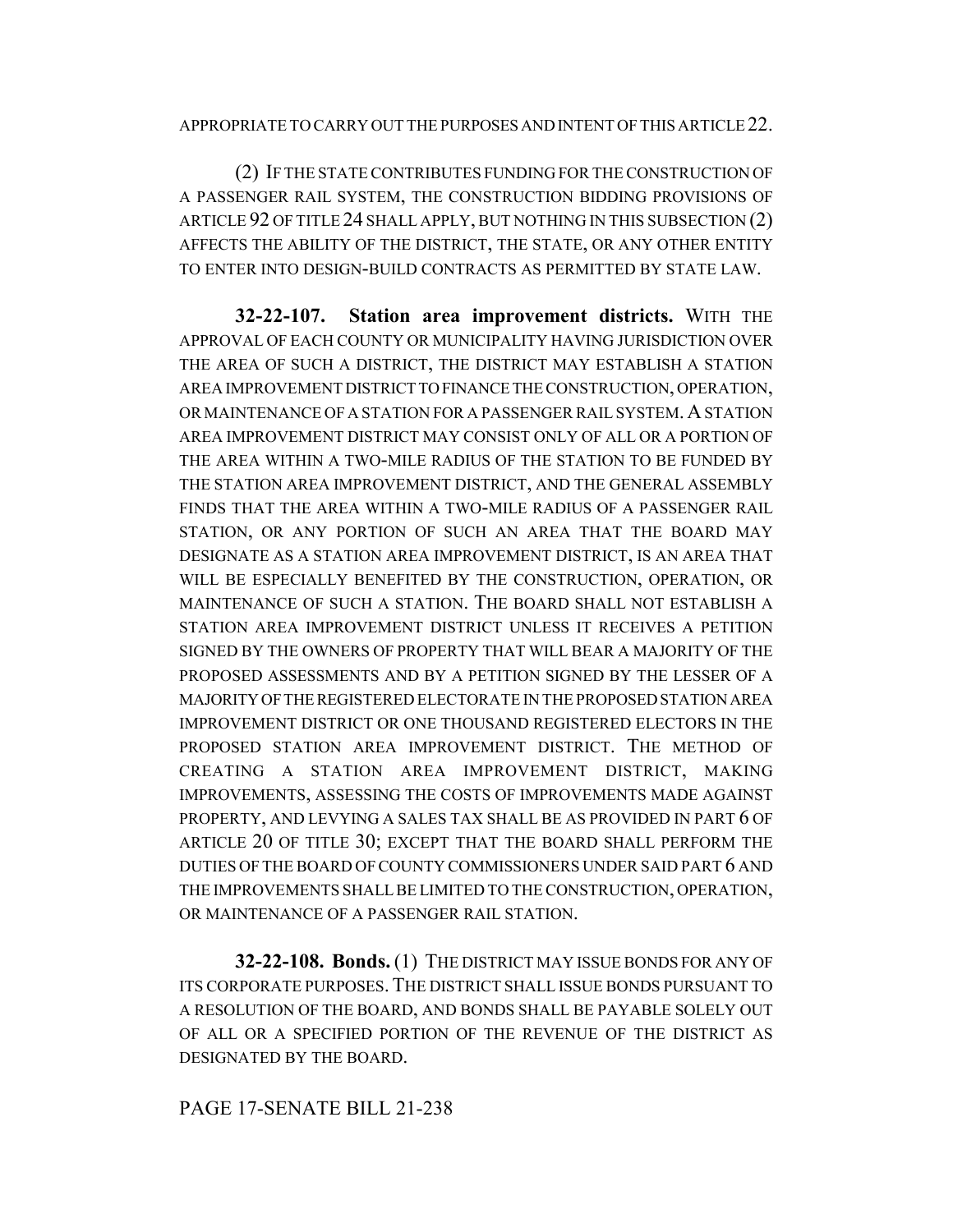APPROPRIATE TO CARRY OUT THE PURPOSES AND INTENT OF THIS ARTICLE 22.

(2) IF THE STATE CONTRIBUTES FUNDING FOR THE CONSTRUCTION OF A PASSENGER RAIL SYSTEM, THE CONSTRUCTION BIDDING PROVISIONS OF ARTICLE 92 OF TITLE 24 SHALL APPLY, BUT NOTHING IN THIS SUBSECTION (2) AFFECTS THE ABILITY OF THE DISTRICT, THE STATE, OR ANY OTHER ENTITY TO ENTER INTO DESIGN-BUILD CONTRACTS AS PERMITTED BY STATE LAW.

**32-22-107. Station area improvement districts.** WITH THE APPROVAL OF EACH COUNTY OR MUNICIPALITY HAVING JURISDICTION OVER THE AREA OF SUCH A DISTRICT, THE DISTRICT MAY ESTABLISH A STATION AREA IMPROVEMENT DISTRICT TO FINANCE THE CONSTRUCTION, OPERATION, OR MAINTENANCE OF A STATION FOR A PASSENGER RAIL SYSTEM. A STATION AREA IMPROVEMENT DISTRICT MAY CONSIST ONLY OF ALL OR A PORTION OF THE AREA WITHIN A TWO-MILE RADIUS OF THE STATION TO BE FUNDED BY THE STATION AREA IMPROVEMENT DISTRICT, AND THE GENERAL ASSEMBLY FINDS THAT THE AREA WITHIN A TWO-MILE RADIUS OF A PASSENGER RAIL STATION, OR ANY PORTION OF SUCH AN AREA THAT THE BOARD MAY DESIGNATE AS A STATION AREA IMPROVEMENT DISTRICT, IS AN AREA THAT WILL BE ESPECIALLY BENEFITED BY THE CONSTRUCTION, OPERATION, OR MAINTENANCE OF SUCH A STATION. THE BOARD SHALL NOT ESTABLISH A STATION AREA IMPROVEMENT DISTRICT UNLESS IT RECEIVES A PETITION SIGNED BY THE OWNERS OF PROPERTY THAT WILL BEAR A MAJORITY OF THE PROPOSED ASSESSMENTS AND BY A PETITION SIGNED BY THE LESSER OF A MAJORITY OF THE REGISTERED ELECTORATE IN THE PROPOSED STATION AREA IMPROVEMENT DISTRICT OR ONE THOUSAND REGISTERED ELECTORS IN THE PROPOSED STATION AREA IMPROVEMENT DISTRICT. THE METHOD OF CREATING A STATION AREA IMPROVEMENT DISTRICT, MAKING IMPROVEMENTS, ASSESSING THE COSTS OF IMPROVEMENTS MADE AGAINST PROPERTY, AND LEVYING A SALES TAX SHALL BE AS PROVIDED IN PART 6 OF ARTICLE 20 OF TITLE 30; EXCEPT THAT THE BOARD SHALL PERFORM THE DUTIES OF THE BOARD OF COUNTY COMMISSIONERS UNDER SAID PART 6 AND THE IMPROVEMENTS SHALL BE LIMITED TO THE CONSTRUCTION, OPERATION, OR MAINTENANCE OF A PASSENGER RAIL STATION.

**32-22-108. Bonds.** (1) THE DISTRICT MAY ISSUE BONDS FOR ANY OF ITS CORPORATE PURPOSES. THE DISTRICT SHALL ISSUE BONDS PURSUANT TO A RESOLUTION OF THE BOARD, AND BONDS SHALL BE PAYABLE SOLELY OUT OF ALL OR A SPECIFIED PORTION OF THE REVENUE OF THE DISTRICT AS DESIGNATED BY THE BOARD.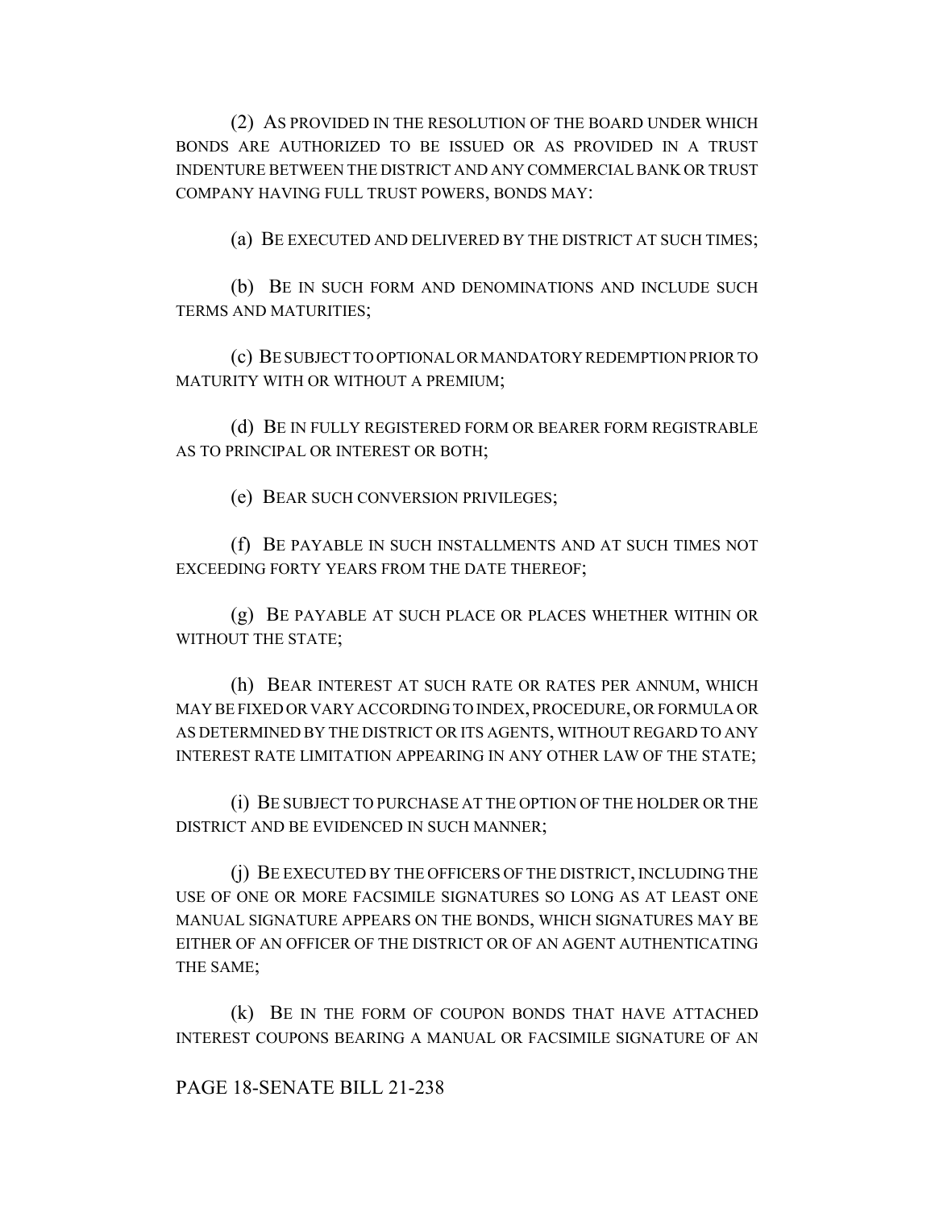(2) AS PROVIDED IN THE RESOLUTION OF THE BOARD UNDER WHICH BONDS ARE AUTHORIZED TO BE ISSUED OR AS PROVIDED IN A TRUST INDENTURE BETWEEN THE DISTRICT AND ANY COMMERCIAL BANK OR TRUST COMPANY HAVING FULL TRUST POWERS, BONDS MAY:

(a) BE EXECUTED AND DELIVERED BY THE DISTRICT AT SUCH TIMES;

(b) BE IN SUCH FORM AND DENOMINATIONS AND INCLUDE SUCH TERMS AND MATURITIES;

(c) BE SUBJECT TO OPTIONAL OR MANDATORY REDEMPTION PRIOR TO MATURITY WITH OR WITHOUT A PREMIUM;

(d) BE IN FULLY REGISTERED FORM OR BEARER FORM REGISTRABLE AS TO PRINCIPAL OR INTEREST OR BOTH;

(e) BEAR SUCH CONVERSION PRIVILEGES;

(f) BE PAYABLE IN SUCH INSTALLMENTS AND AT SUCH TIMES NOT EXCEEDING FORTY YEARS FROM THE DATE THEREOF;

(g) BE PAYABLE AT SUCH PLACE OR PLACES WHETHER WITHIN OR WITHOUT THE STATE;

(h) BEAR INTEREST AT SUCH RATE OR RATES PER ANNUM, WHICH MAY BE FIXED OR VARY ACCORDING TO INDEX, PROCEDURE, OR FORMULA OR AS DETERMINED BY THE DISTRICT OR ITS AGENTS, WITHOUT REGARD TO ANY INTEREST RATE LIMITATION APPEARING IN ANY OTHER LAW OF THE STATE;

(i) BE SUBJECT TO PURCHASE AT THE OPTION OF THE HOLDER OR THE DISTRICT AND BE EVIDENCED IN SUCH MANNER;

(j) BE EXECUTED BY THE OFFICERS OF THE DISTRICT, INCLUDING THE USE OF ONE OR MORE FACSIMILE SIGNATURES SO LONG AS AT LEAST ONE MANUAL SIGNATURE APPEARS ON THE BONDS, WHICH SIGNATURES MAY BE EITHER OF AN OFFICER OF THE DISTRICT OR OF AN AGENT AUTHENTICATING THE SAME;

(k) BE IN THE FORM OF COUPON BONDS THAT HAVE ATTACHED INTEREST COUPONS BEARING A MANUAL OR FACSIMILE SIGNATURE OF AN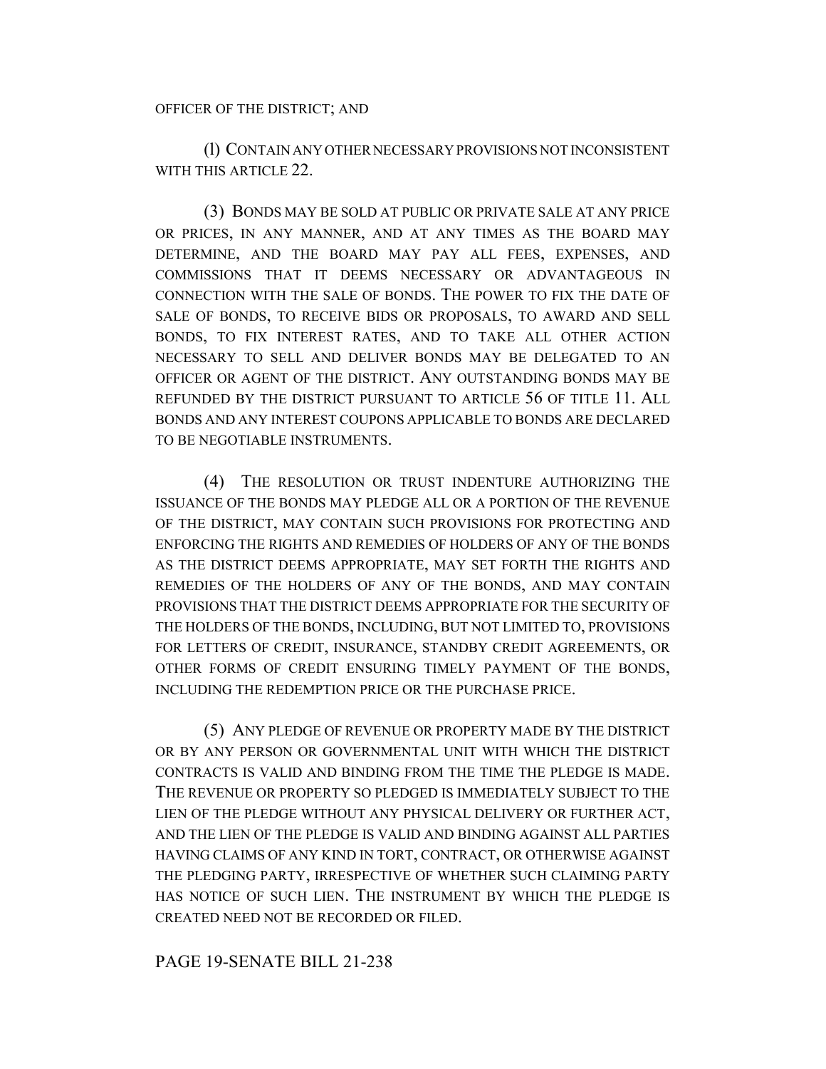OFFICER OF THE DISTRICT; AND

(l) CONTAIN ANY OTHER NECESSARY PROVISIONS NOT INCONSISTENT WITH THIS ARTICLE 22.

(3) BONDS MAY BE SOLD AT PUBLIC OR PRIVATE SALE AT ANY PRICE OR PRICES, IN ANY MANNER, AND AT ANY TIMES AS THE BOARD MAY DETERMINE, AND THE BOARD MAY PAY ALL FEES, EXPENSES, AND COMMISSIONS THAT IT DEEMS NECESSARY OR ADVANTAGEOUS IN CONNECTION WITH THE SALE OF BONDS. THE POWER TO FIX THE DATE OF SALE OF BONDS, TO RECEIVE BIDS OR PROPOSALS, TO AWARD AND SELL BONDS, TO FIX INTEREST RATES, AND TO TAKE ALL OTHER ACTION NECESSARY TO SELL AND DELIVER BONDS MAY BE DELEGATED TO AN OFFICER OR AGENT OF THE DISTRICT. ANY OUTSTANDING BONDS MAY BE REFUNDED BY THE DISTRICT PURSUANT TO ARTICLE 56 OF TITLE 11. ALL BONDS AND ANY INTEREST COUPONS APPLICABLE TO BONDS ARE DECLARED TO BE NEGOTIABLE INSTRUMENTS.

(4) THE RESOLUTION OR TRUST INDENTURE AUTHORIZING THE ISSUANCE OF THE BONDS MAY PLEDGE ALL OR A PORTION OF THE REVENUE OF THE DISTRICT, MAY CONTAIN SUCH PROVISIONS FOR PROTECTING AND ENFORCING THE RIGHTS AND REMEDIES OF HOLDERS OF ANY OF THE BONDS AS THE DISTRICT DEEMS APPROPRIATE, MAY SET FORTH THE RIGHTS AND REMEDIES OF THE HOLDERS OF ANY OF THE BONDS, AND MAY CONTAIN PROVISIONS THAT THE DISTRICT DEEMS APPROPRIATE FOR THE SECURITY OF THE HOLDERS OF THE BONDS, INCLUDING, BUT NOT LIMITED TO, PROVISIONS FOR LETTERS OF CREDIT, INSURANCE, STANDBY CREDIT AGREEMENTS, OR OTHER FORMS OF CREDIT ENSURING TIMELY PAYMENT OF THE BONDS, INCLUDING THE REDEMPTION PRICE OR THE PURCHASE PRICE.

(5) ANY PLEDGE OF REVENUE OR PROPERTY MADE BY THE DISTRICT OR BY ANY PERSON OR GOVERNMENTAL UNIT WITH WHICH THE DISTRICT CONTRACTS IS VALID AND BINDING FROM THE TIME THE PLEDGE IS MADE. THE REVENUE OR PROPERTY SO PLEDGED IS IMMEDIATELY SUBJECT TO THE LIEN OF THE PLEDGE WITHOUT ANY PHYSICAL DELIVERY OR FURTHER ACT, AND THE LIEN OF THE PLEDGE IS VALID AND BINDING AGAINST ALL PARTIES HAVING CLAIMS OF ANY KIND IN TORT, CONTRACT, OR OTHERWISE AGAINST THE PLEDGING PARTY, IRRESPECTIVE OF WHETHER SUCH CLAIMING PARTY HAS NOTICE OF SUCH LIEN. THE INSTRUMENT BY WHICH THE PLEDGE IS CREATED NEED NOT BE RECORDED OR FILED.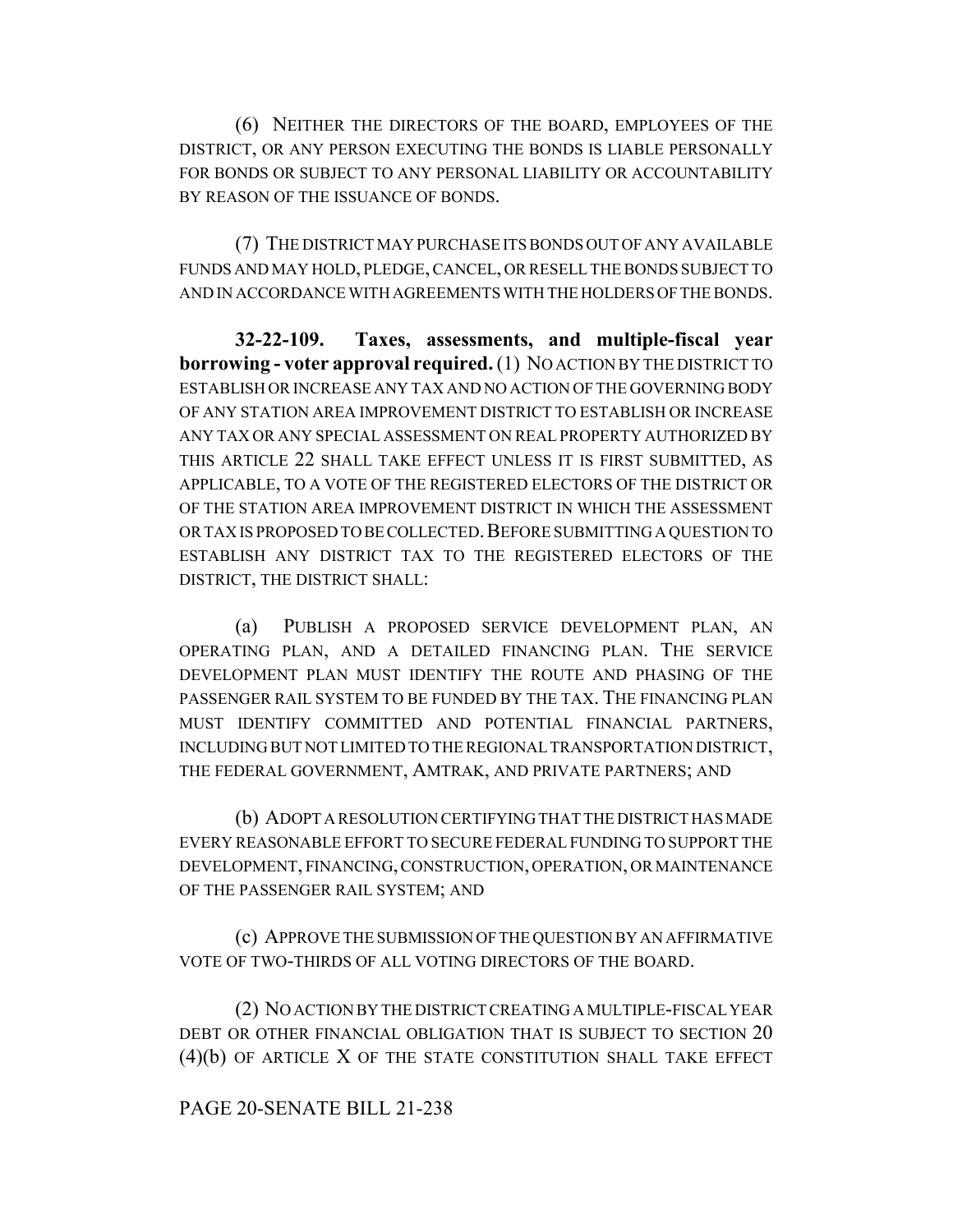(6) NEITHER THE DIRECTORS OF THE BOARD, EMPLOYEES OF THE DISTRICT, OR ANY PERSON EXECUTING THE BONDS IS LIABLE PERSONALLY FOR BONDS OR SUBJECT TO ANY PERSONAL LIABILITY OR ACCOUNTABILITY BY REASON OF THE ISSUANCE OF BONDS.

(7) THE DISTRICT MAY PURCHASE ITS BONDS OUT OF ANY AVAILABLE FUNDS AND MAY HOLD, PLEDGE, CANCEL, OR RESELL THE BONDS SUBJECT TO AND IN ACCORDANCE WITH AGREEMENTS WITH THE HOLDERS OF THE BONDS.

**32-22-109. Taxes, assessments, and multiple-fiscal year borrowing - voter approval required.** (1) NO ACTION BY THE DISTRICT TO ESTABLISH OR INCREASE ANY TAX AND NO ACTION OF THE GOVERNING BODY OF ANY STATION AREA IMPROVEMENT DISTRICT TO ESTABLISH OR INCREASE ANY TAX OR ANY SPECIAL ASSESSMENT ON REAL PROPERTY AUTHORIZED BY THIS ARTICLE 22 SHALL TAKE EFFECT UNLESS IT IS FIRST SUBMITTED, AS APPLICABLE, TO A VOTE OF THE REGISTERED ELECTORS OF THE DISTRICT OR OF THE STATION AREA IMPROVEMENT DISTRICT IN WHICH THE ASSESSMENT OR TAX IS PROPOSED TO BE COLLECTED. BEFORE SUBMITTING A QUESTION TO ESTABLISH ANY DISTRICT TAX TO THE REGISTERED ELECTORS OF THE DISTRICT, THE DISTRICT SHALL:

(a) PUBLISH A PROPOSED SERVICE DEVELOPMENT PLAN, AN OPERATING PLAN, AND A DETAILED FINANCING PLAN. THE SERVICE DEVELOPMENT PLAN MUST IDENTIFY THE ROUTE AND PHASING OF THE PASSENGER RAIL SYSTEM TO BE FUNDED BY THE TAX. THE FINANCING PLAN MUST IDENTIFY COMMITTED AND POTENTIAL FINANCIAL PARTNERS, INCLUDING BUT NOT LIMITED TO THE REGIONAL TRANSPORTATION DISTRICT, THE FEDERAL GOVERNMENT, AMTRAK, AND PRIVATE PARTNERS; AND

(b) ADOPT A RESOLUTION CERTIFYING THAT THE DISTRICT HAS MADE EVERY REASONABLE EFFORT TO SECURE FEDERAL FUNDING TO SUPPORT THE DEVELOPMENT, FINANCING, CONSTRUCTION, OPERATION, OR MAINTENANCE OF THE PASSENGER RAIL SYSTEM; AND

(c) APPROVE THE SUBMISSION OF THE QUESTION BY AN AFFIRMATIVE VOTE OF TWO-THIRDS OF ALL VOTING DIRECTORS OF THE BOARD.

(2) NO ACTION BY THE DISTRICT CREATING A MULTIPLE-FISCAL YEAR DEBT OR OTHER FINANCIAL OBLIGATION THAT IS SUBJECT TO SECTION 20 (4)(b) OF ARTICLE X OF THE STATE CONSTITUTION SHALL TAKE EFFECT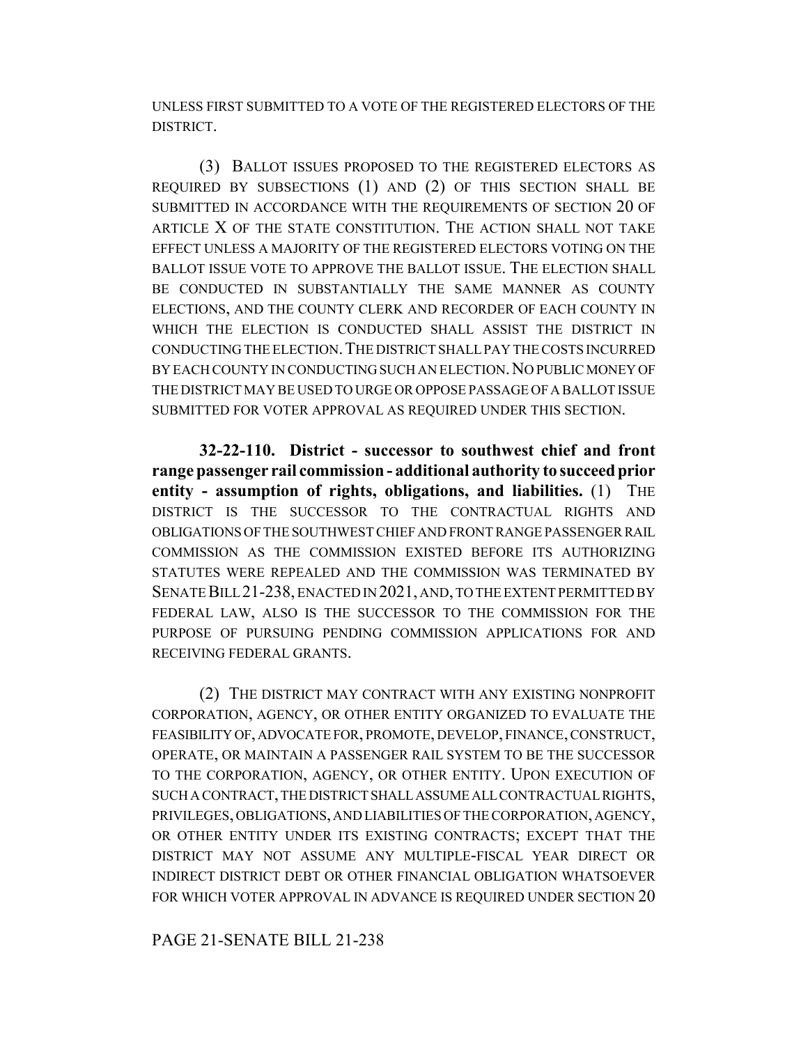UNLESS FIRST SUBMITTED TO A VOTE OF THE REGISTERED ELECTORS OF THE DISTRICT.

(3) BALLOT ISSUES PROPOSED TO THE REGISTERED ELECTORS AS REQUIRED BY SUBSECTIONS (1) AND (2) OF THIS SECTION SHALL BE SUBMITTED IN ACCORDANCE WITH THE REQUIREMENTS OF SECTION 20 OF ARTICLE X OF THE STATE CONSTITUTION. THE ACTION SHALL NOT TAKE EFFECT UNLESS A MAJORITY OF THE REGISTERED ELECTORS VOTING ON THE BALLOT ISSUE VOTE TO APPROVE THE BALLOT ISSUE. THE ELECTION SHALL BE CONDUCTED IN SUBSTANTIALLY THE SAME MANNER AS COUNTY ELECTIONS, AND THE COUNTY CLERK AND RECORDER OF EACH COUNTY IN WHICH THE ELECTION IS CONDUCTED SHALL ASSIST THE DISTRICT IN CONDUCTING THE ELECTION. THE DISTRICT SHALL PAY THE COSTS INCURRED BY EACH COUNTY IN CONDUCTING SUCH AN ELECTION. NO PUBLIC MONEY OF THE DISTRICT MAY BE USED TO URGE OR OPPOSE PASSAGE OF A BALLOT ISSUE SUBMITTED FOR VOTER APPROVAL AS REQUIRED UNDER THIS SECTION.

**32-22-110. District - successor to southwest chief and front range passenger rail commission - additional authority to succeed prior entity - assumption of rights, obligations, and liabilities.** (1) THE DISTRICT IS THE SUCCESSOR TO THE CONTRACTUAL RIGHTS AND OBLIGATIONS OF THE SOUTHWEST CHIEF AND FRONT RANGE PASSENGER RAIL COMMISSION AS THE COMMISSION EXISTED BEFORE ITS AUTHORIZING STATUTES WERE REPEALED AND THE COMMISSION WAS TERMINATED BY SENATE BILL 21-238, ENACTED IN 2021, AND, TO THE EXTENT PERMITTED BY FEDERAL LAW, ALSO IS THE SUCCESSOR TO THE COMMISSION FOR THE PURPOSE OF PURSUING PENDING COMMISSION APPLICATIONS FOR AND RECEIVING FEDERAL GRANTS.

(2) THE DISTRICT MAY CONTRACT WITH ANY EXISTING NONPROFIT CORPORATION, AGENCY, OR OTHER ENTITY ORGANIZED TO EVALUATE THE FEASIBILITY OF, ADVOCATE FOR, PROMOTE, DEVELOP, FINANCE, CONSTRUCT, OPERATE, OR MAINTAIN A PASSENGER RAIL SYSTEM TO BE THE SUCCESSOR TO THE CORPORATION, AGENCY, OR OTHER ENTITY. UPON EXECUTION OF SUCH A CONTRACT, THE DISTRICT SHALL ASSUME ALL CONTRACTUAL RIGHTS, PRIVILEGES, OBLIGATIONS, AND LIABILITIES OF THE CORPORATION, AGENCY, OR OTHER ENTITY UNDER ITS EXISTING CONTRACTS; EXCEPT THAT THE DISTRICT MAY NOT ASSUME ANY MULTIPLE-FISCAL YEAR DIRECT OR INDIRECT DISTRICT DEBT OR OTHER FINANCIAL OBLIGATION WHATSOEVER FOR WHICH VOTER APPROVAL IN ADVANCE IS REQUIRED UNDER SECTION 20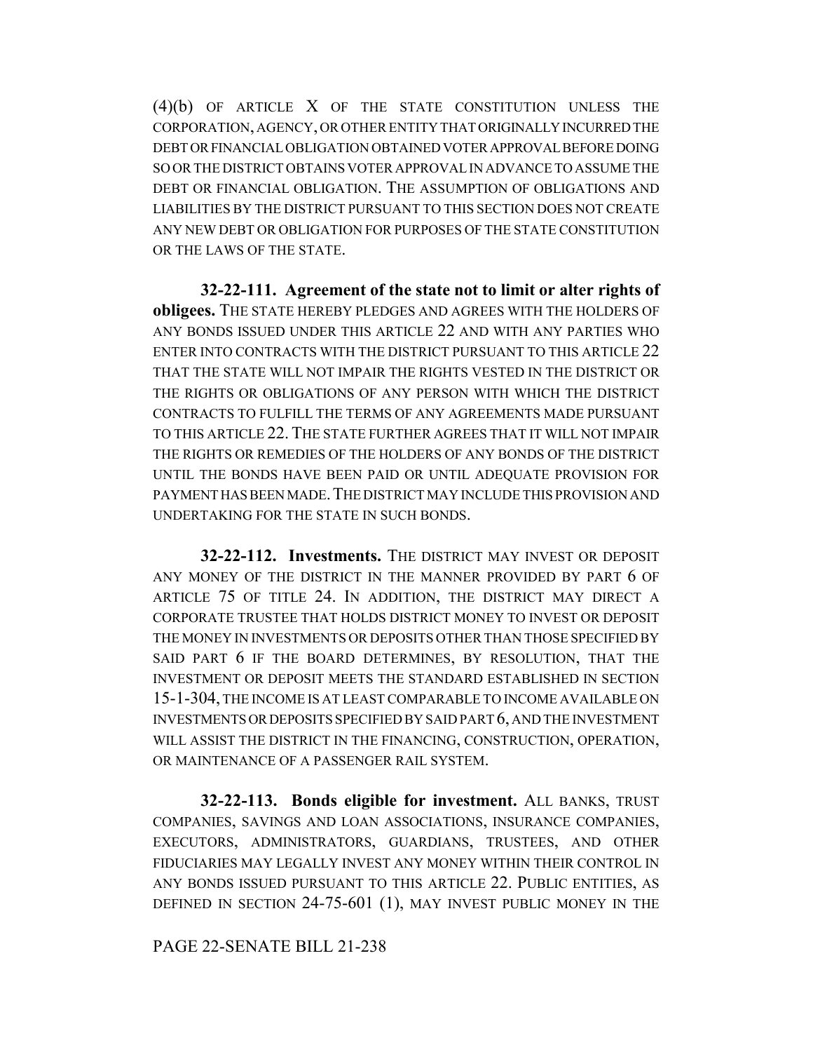(4)(b) OF ARTICLE X OF THE STATE CONSTITUTION UNLESS THE CORPORATION, AGENCY, OR OTHER ENTITY THAT ORIGINALLY INCURRED THE DEBT OR FINANCIAL OBLIGATION OBTAINED VOTER APPROVAL BEFORE DOING SO OR THE DISTRICT OBTAINS VOTER APPROVAL IN ADVANCE TO ASSUME THE DEBT OR FINANCIAL OBLIGATION. THE ASSUMPTION OF OBLIGATIONS AND LIABILITIES BY THE DISTRICT PURSUANT TO THIS SECTION DOES NOT CREATE ANY NEW DEBT OR OBLIGATION FOR PURPOSES OF THE STATE CONSTITUTION OR THE LAWS OF THE STATE.

**32-22-111. Agreement of the state not to limit or alter rights of obligees.** THE STATE HEREBY PLEDGES AND AGREES WITH THE HOLDERS OF ANY BONDS ISSUED UNDER THIS ARTICLE 22 AND WITH ANY PARTIES WHO ENTER INTO CONTRACTS WITH THE DISTRICT PURSUANT TO THIS ARTICLE 22 THAT THE STATE WILL NOT IMPAIR THE RIGHTS VESTED IN THE DISTRICT OR THE RIGHTS OR OBLIGATIONS OF ANY PERSON WITH WHICH THE DISTRICT CONTRACTS TO FULFILL THE TERMS OF ANY AGREEMENTS MADE PURSUANT TO THIS ARTICLE 22. THE STATE FURTHER AGREES THAT IT WILL NOT IMPAIR THE RIGHTS OR REMEDIES OF THE HOLDERS OF ANY BONDS OF THE DISTRICT UNTIL THE BONDS HAVE BEEN PAID OR UNTIL ADEQUATE PROVISION FOR PAYMENT HAS BEEN MADE. THE DISTRICT MAY INCLUDE THIS PROVISION AND UNDERTAKING FOR THE STATE IN SUCH BONDS.

**32-22-112. Investments.** THE DISTRICT MAY INVEST OR DEPOSIT ANY MONEY OF THE DISTRICT IN THE MANNER PROVIDED BY PART 6 OF ARTICLE 75 OF TITLE 24. IN ADDITION, THE DISTRICT MAY DIRECT A CORPORATE TRUSTEE THAT HOLDS DISTRICT MONEY TO INVEST OR DEPOSIT THE MONEY IN INVESTMENTS OR DEPOSITS OTHER THAN THOSE SPECIFIED BY SAID PART 6 IF THE BOARD DETERMINES, BY RESOLUTION, THAT THE INVESTMENT OR DEPOSIT MEETS THE STANDARD ESTABLISHED IN SECTION 15-1-304, THE INCOME IS AT LEAST COMPARABLE TO INCOME AVAILABLE ON INVESTMENTS OR DEPOSITS SPECIFIED BY SAID PART 6, AND THE INVESTMENT WILL ASSIST THE DISTRICT IN THE FINANCING, CONSTRUCTION, OPERATION, OR MAINTENANCE OF A PASSENGER RAIL SYSTEM.

**32-22-113. Bonds eligible for investment.** ALL BANKS, TRUST COMPANIES, SAVINGS AND LOAN ASSOCIATIONS, INSURANCE COMPANIES, EXECUTORS, ADMINISTRATORS, GUARDIANS, TRUSTEES, AND OTHER FIDUCIARIES MAY LEGALLY INVEST ANY MONEY WITHIN THEIR CONTROL IN ANY BONDS ISSUED PURSUANT TO THIS ARTICLE 22. PUBLIC ENTITIES, AS DEFINED IN SECTION 24-75-601 (1), MAY INVEST PUBLIC MONEY IN THE

PAGE 22-SENATE BILL 21-238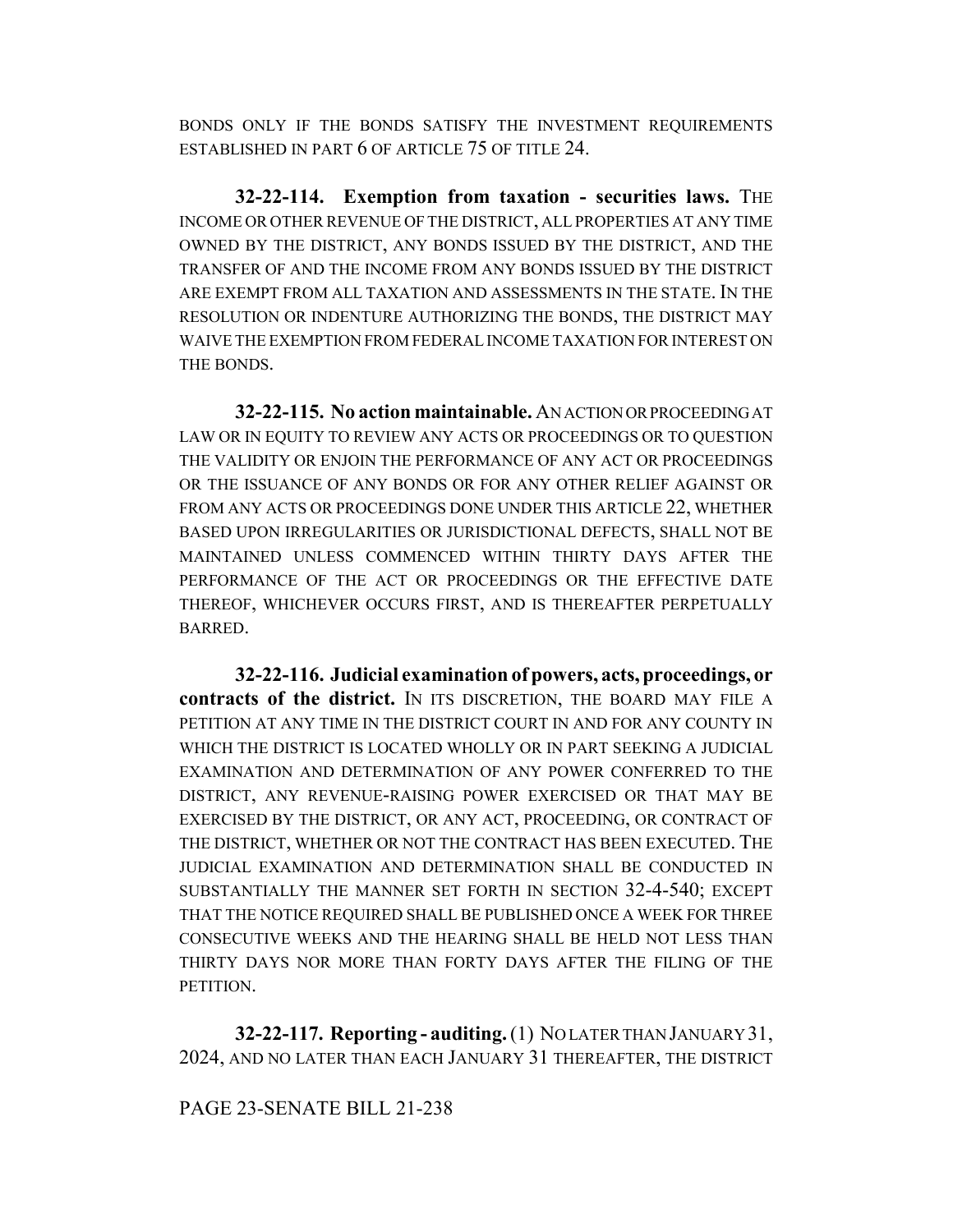BONDS ONLY IF THE BONDS SATISFY THE INVESTMENT REQUIREMENTS ESTABLISHED IN PART 6 OF ARTICLE 75 OF TITLE 24.

**32-22-114. Exemption from taxation - securities laws.** THE INCOME OR OTHER REVENUE OF THE DISTRICT, ALL PROPERTIES AT ANY TIME OWNED BY THE DISTRICT, ANY BONDS ISSUED BY THE DISTRICT, AND THE TRANSFER OF AND THE INCOME FROM ANY BONDS ISSUED BY THE DISTRICT ARE EXEMPT FROM ALL TAXATION AND ASSESSMENTS IN THE STATE. IN THE RESOLUTION OR INDENTURE AUTHORIZING THE BONDS, THE DISTRICT MAY WAIVE THE EXEMPTION FROM FEDERAL INCOME TAXATION FOR INTEREST ON THE BONDS.

**32-22-115. No action maintainable.** AN ACTION OR PROCEEDING AT LAW OR IN EQUITY TO REVIEW ANY ACTS OR PROCEEDINGS OR TO QUESTION THE VALIDITY OR ENJOIN THE PERFORMANCE OF ANY ACT OR PROCEEDINGS OR THE ISSUANCE OF ANY BONDS OR FOR ANY OTHER RELIEF AGAINST OR FROM ANY ACTS OR PROCEEDINGS DONE UNDER THIS ARTICLE 22, WHETHER BASED UPON IRREGULARITIES OR JURISDICTIONAL DEFECTS, SHALL NOT BE MAINTAINED UNLESS COMMENCED WITHIN THIRTY DAYS AFTER THE PERFORMANCE OF THE ACT OR PROCEEDINGS OR THE EFFECTIVE DATE THEREOF, WHICHEVER OCCURS FIRST, AND IS THEREAFTER PERPETUALLY BARRED.

**32-22-116. Judicial examination of powers, acts, proceedings, or contracts of the district.** IN ITS DISCRETION, THE BOARD MAY FILE A PETITION AT ANY TIME IN THE DISTRICT COURT IN AND FOR ANY COUNTY IN WHICH THE DISTRICT IS LOCATED WHOLLY OR IN PART SEEKING A JUDICIAL EXAMINATION AND DETERMINATION OF ANY POWER CONFERRED TO THE DISTRICT, ANY REVENUE-RAISING POWER EXERCISED OR THAT MAY BE EXERCISED BY THE DISTRICT, OR ANY ACT, PROCEEDING, OR CONTRACT OF THE DISTRICT, WHETHER OR NOT THE CONTRACT HAS BEEN EXECUTED. THE JUDICIAL EXAMINATION AND DETERMINATION SHALL BE CONDUCTED IN SUBSTANTIALLY THE MANNER SET FORTH IN SECTION 32-4-540; EXCEPT THAT THE NOTICE REQUIRED SHALL BE PUBLISHED ONCE A WEEK FOR THREE CONSECUTIVE WEEKS AND THE HEARING SHALL BE HELD NOT LESS THAN THIRTY DAYS NOR MORE THAN FORTY DAYS AFTER THE FILING OF THE PETITION.

**32-22-117. Reporting - auditing.** (1) NO LATER THAN JANUARY 31, 2024, AND NO LATER THAN EACH JANUARY 31 THEREAFTER, THE DISTRICT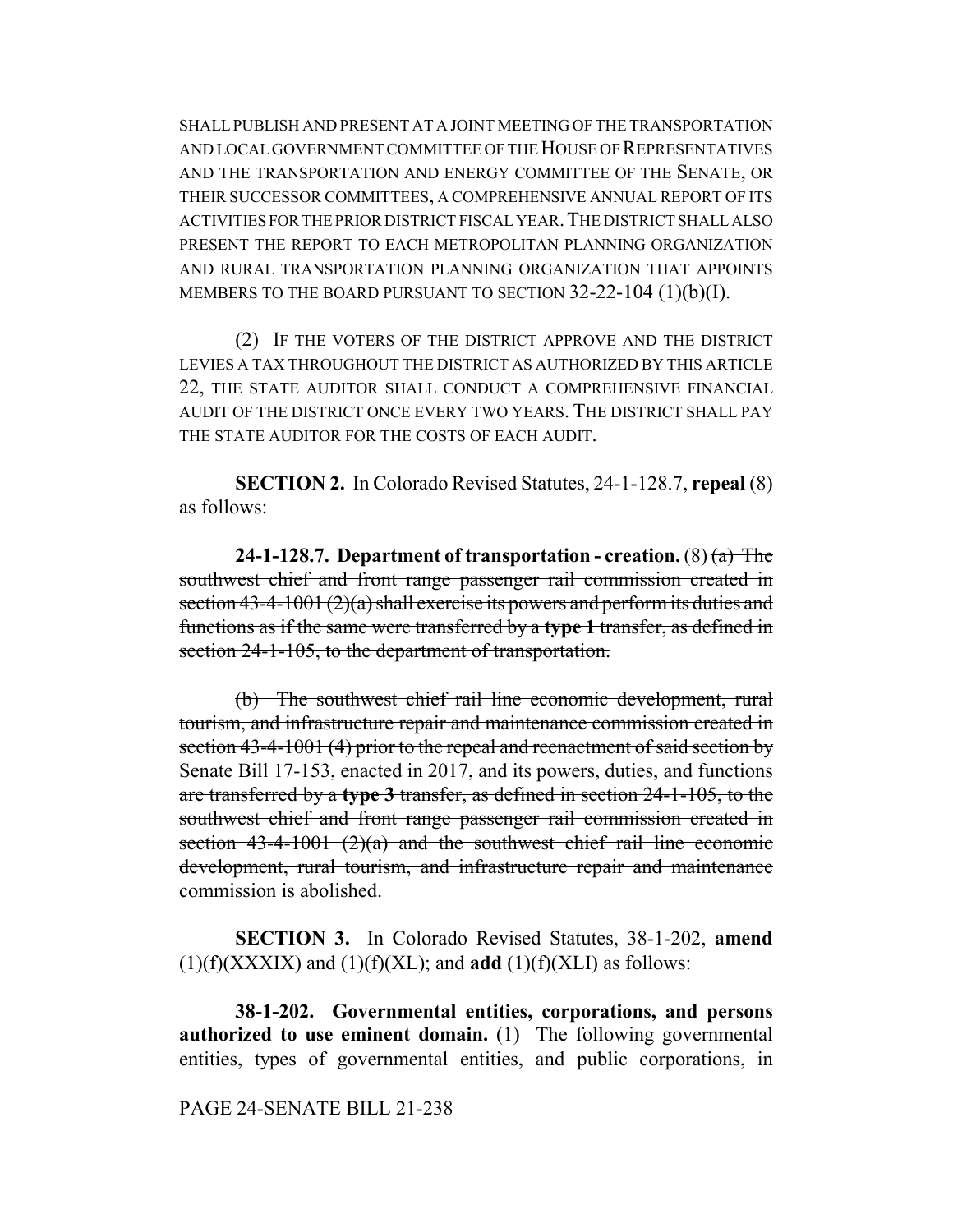SHALL PUBLISH AND PRESENT AT A JOINT MEETING OF THE TRANSPORTATION AND LOCAL GOVERNMENT COMMITTEE OF THE HOUSE OF REPRESENTATIVES AND THE TRANSPORTATION AND ENERGY COMMITTEE OF THE SENATE, OR THEIR SUCCESSOR COMMITTEES, A COMPREHENSIVE ANNUAL REPORT OF ITS ACTIVITIES FOR THE PRIOR DISTRICT FISCAL YEAR. THE DISTRICT SHALL ALSO PRESENT THE REPORT TO EACH METROPOLITAN PLANNING ORGANIZATION AND RURAL TRANSPORTATION PLANNING ORGANIZATION THAT APPOINTS MEMBERS TO THE BOARD PURSUANT TO SECTION 32-22-104 (1)(b)(I).

(2) IF THE VOTERS OF THE DISTRICT APPROVE AND THE DISTRICT LEVIES A TAX THROUGHOUT THE DISTRICT AS AUTHORIZED BY THIS ARTICLE 22, THE STATE AUDITOR SHALL CONDUCT A COMPREHENSIVE FINANCIAL AUDIT OF THE DISTRICT ONCE EVERY TWO YEARS. THE DISTRICT SHALL PAY THE STATE AUDITOR FOR THE COSTS OF EACH AUDIT.

**SECTION 2.** In Colorado Revised Statutes, 24-1-128.7, **repeal** (8) as follows:

**24-1-128.7. Department of transportation - creation.** (8) ~~(a) The southwest chief and front range passenger rail commission created in section 43-4-1001 (2)(a) shall exercise its powers and perform its duties and functions as if the same were transferred by a **type 1** transfer, as defined in section 24-1-105, to the department of transportation.~~

~~(b) The southwest chief rail line economic development, rural tourism, and infrastructure repair and maintenance commission created in section 43-4-1001 (4) prior to the repeal and reenactment of said section by Senate Bill 17-153, enacted in 2017, and its powers, duties, and functions are transferred by a **type 3** transfer, as defined in section 24-1-105, to the southwest chief and front range passenger rail commission created in section 43-4-1001 (2)(a) and the southwest chief rail line economic development, rural tourism, and infrastructure repair and maintenance commission is abolished.~~

**SECTION 3.** In Colorado Revised Statutes, 38-1-202, **amend** (1)(f)(XXXIX) and (1)(f)(XL); and **add** (1)(f)(XLI) as follows:

**38-1-202. Governmental entities, corporations, and persons authorized to use eminent domain.** (1) The following governmental entities, types of governmental entities, and public corporations, in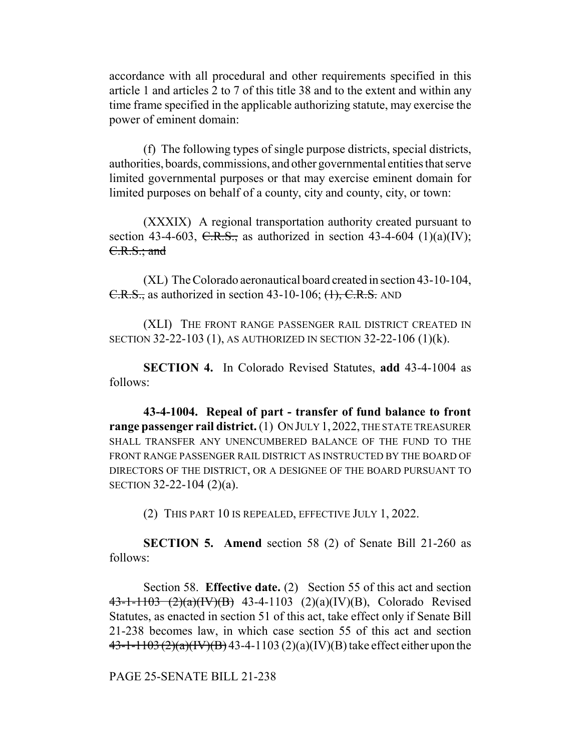accordance with all procedural and other requirements specified in this article 1 and articles 2 to 7 of this title 38 and to the extent and within any time frame specified in the applicable authorizing statute, may exercise the power of eminent domain:

(f) The following types of single purpose districts, special districts, authorities, boards, commissions, and other governmental entities that serve limited governmental purposes or that may exercise eminent domain for limited purposes on behalf of a county, city and county, city, or town:

(XXXIX) A regional transportation authority created pursuant to section 43-4-603, ~~C.R.S.,~~ as authorized in section 43-4-604 (1)(a)(IV); ~~C.R.S.; and~~

(XL) The Colorado aeronautical board created in section 43-10-104, ~~C.R.S.,~~ as authorized in section 43-10-106; ~~(1), C.R.S.~~ AND

(XLI) THE FRONT RANGE PASSENGER RAIL DISTRICT CREATED IN SECTION 32-22-103 (1), AS AUTHORIZED IN SECTION 32-22-106 (1)(k).

**SECTION 4.** In Colorado Revised Statutes, **add** 43-4-1004 as follows:

**43-4-1004. Repeal of part - transfer of fund balance to front range passenger rail district.** (1) ON JULY 1, 2022, THE STATE TREASURER SHALL TRANSFER ANY UNENCUMBERED BALANCE OF THE FUND TO THE FRONT RANGE PASSENGER RAIL DISTRICT AS INSTRUCTED BY THE BOARD OF DIRECTORS OF THE DISTRICT, OR A DESIGNEE OF THE BOARD PURSUANT TO SECTION 32-22-104 (2)(a).

(2) THIS PART 10 IS REPEALED, EFFECTIVE JULY 1, 2022.

**SECTION 5. Amend** section 58 (2) of Senate Bill 21-260 as follows:

Section 58. **Effective date.** (2) Section 55 of this act and section ~~43-1-1103 (2)(a)(IV)(B)~~ 43-4-1103 (2)(a)(IV)(B), Colorado Revised Statutes, as enacted in section 51 of this act, take effect only if Senate Bill 21-238 becomes law, in which case section 55 of this act and section ~~43-1-1103 (2)(a)(IV)(B)~~ 43-4-1103 (2)(a)(IV)(B) take effect either upon the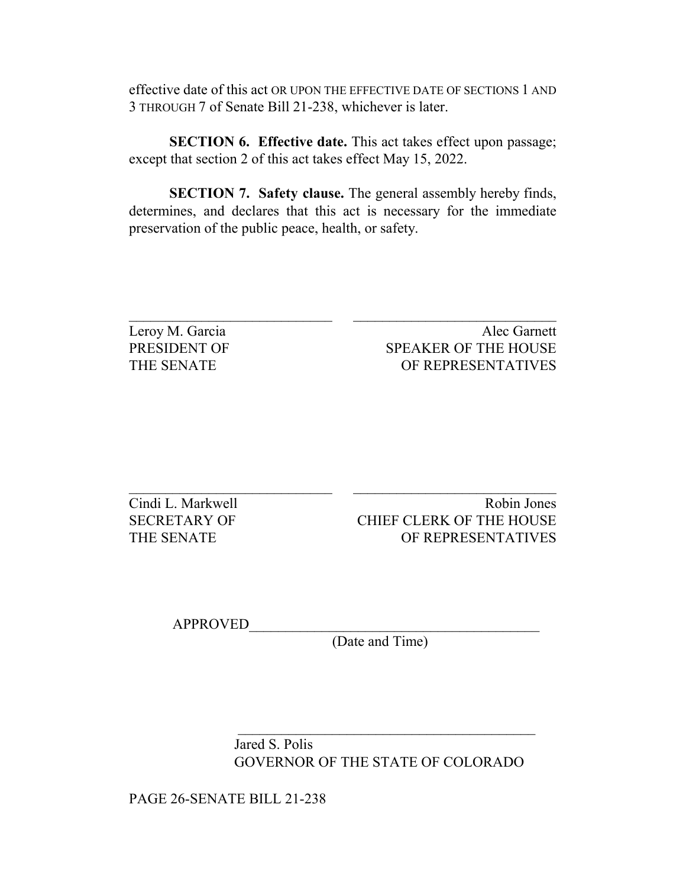effective date of this act OR UPON THE EFFECTIVE DATE OF SECTIONS 1 AND 3 THROUGH 7 of Senate Bill 21-238, whichever is later.

**SECTION 6. Effective date.** This act takes effect upon passage; except that section 2 of this act takes effect May 15, 2022.

**SECTION 7. Safety clause.** The general assembly hereby finds, determines, and declares that this act is necessary for the immediate preservation of the public peace, health, or safety.

\_\_\_\_\_\_\_\_\_\_\_\_\_\_\_\_\_\_\_\_\_\_\_\_\_\_\_\_
Leroy M. Garcia
PRESIDENT OF
THE SENATE

\_\_\_\_\_\_\_\_\_\_\_\_\_\_\_\_\_\_\_\_\_\_\_\_\_\_\_\_
Alec Garnett
SPEAKER OF THE HOUSE
OF REPRESENTATIVES

\_\_\_\_\_\_\_\_\_\_\_\_\_\_\_\_\_\_\_\_\_\_\_\_\_\_\_\_
Cindi L. Markwell
SECRETARY OF
THE SENATE

\_\_\_\_\_\_\_\_\_\_\_\_\_\_\_\_\_\_\_\_\_\_\_\_\_\_\_\_
Robin Jones
CHIEF CLERK OF THE HOUSE
OF REPRESENTATIVES

APPROVED\_\_\_\_\_\_\_\_\_\_\_\_\_\_\_\_\_\_\_\_\_\_\_\_\_\_\_\_\_\_\_\_\_\_\_\_\_\_\_\_
(Date and Time)

\_\_\_\_\_\_\_\_\_\_\_\_\_\_\_\_\_\_\_\_\_\_\_\_\_\_\_\_\_\_\_\_\_\_\_\_\_\_\_\_
Jared S. Polis
GOVERNOR OF THE STATE OF COLORADO

PAGE 26-SENATE BILL 21-238